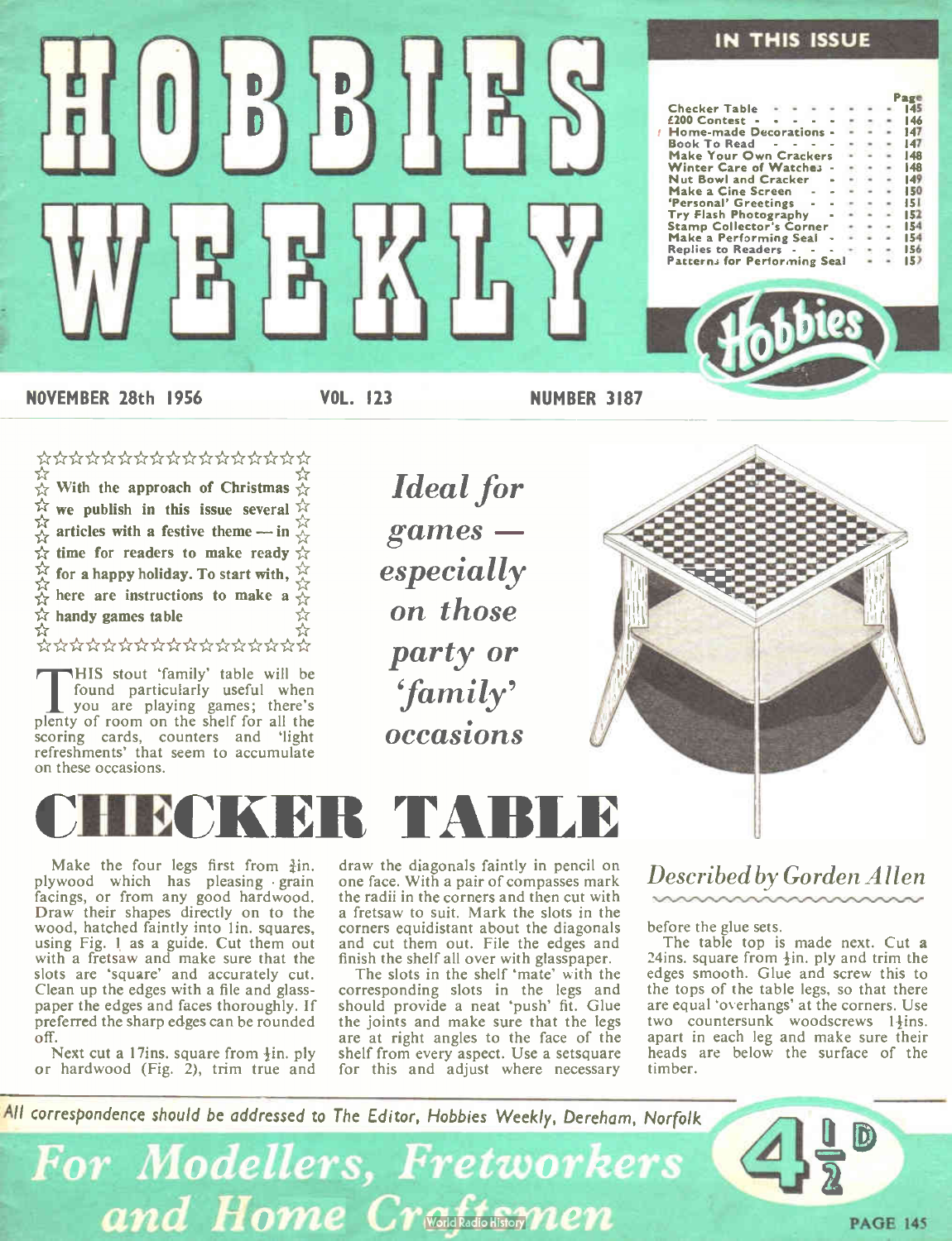# HOBBIES WEEKLY

## IN THIS ISSUE

| | Page |
|---|---|
| Checker Table | 145 |
| £200 Contest | 146 |
| Home-made Decorations | 147 |
| Book To Read | 147 |
| Make Your Own Crackers | 148 |
| Winter Care of Watches | 148 |
| Nut Bowl and Cracker | 149 |
| Make a Cine Screen | 150 |
| 'Personal' Greetings | 151 |
| Try Flash Photography | 152 |
| Stamp Collector's Corner | 154 |
| Make a Performing Seal | 154 |
| Replies to Readers | 156 |
| Patterns for Performing Seal | 157 |

NOVEMBER 28th 1956 VOL. 123 NUMBER 3187

**With the approach of Christmas we publish in this issue several articles with a festive theme — in time for readers to make ready for a happy holiday. To start with, here are instructions to make a handy games table**

*Ideal for games — especially on those party or 'family' occasions*

# CHECKER TABLE

*Described by Gorden Allen*

THIS stout 'family' table will be found particularly useful when you are playing games; there's plenty of room on the shelf for all the scoring cards, counters and 'light refreshments' that seem to accumulate on these occasions.

Make the four legs first from ¾in. plywood which has pleasing grain facings, or from any good hardwood. Draw their shapes directly on to the wood, hatched faintly into 1in. squares, using Fig. 1 as a guide. Cut them out with a fretsaw and make sure that the slots are 'square' and accurately cut. Clean up the edges with a file and glasspaper the edges and faces thoroughly. If preferred the sharp edges can be rounded off.

Next cut a 17ins. square from ½in. ply or hardwood (Fig. 2), trim true and draw the diagonals faintly in pencil on one face. With a pair of compasses mark the radii in the corners and then cut with a fretsaw to suit. Mark the slots in the corners equidistant about the diagonals and cut them out. File the edges and finish the shelf all over with glasspaper.

The slots in the shelf 'mate' with the corresponding slots in the legs and should provide a neat 'push' fit. Glue the joints and make sure that the legs are at right angles to the face of the shelf from every aspect. Use a setsquare for this and adjust where necessary before the glue sets.

The table top is made next. Cut a 24ins. square from ½in. ply and trim the edges smooth. Glue and screw this to the tops of the table legs, so that there are equal 'overhangs' at the corners. Use two countersunk woodscrews 1¼ins. apart in each leg and make sure their heads are below the surface of the timber.

*All correspondence should be addressed to The Editor, Hobbies Weekly, Dereham, Norfolk*

*For Modellers, Fretworkers and Home Craftsmen*

4½D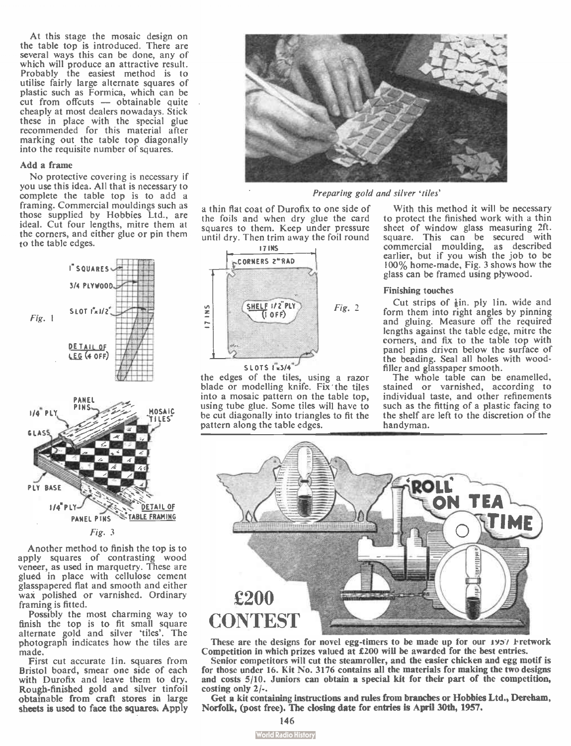At this stage the mosaic design on the table top is introduced. There are several ways this can be done, any of which will produce an attractive result. Probably the easiest method is to utilise fairly large alternate squares of plastic such as Formica, which can be cut from offcuts — obtainable quite cheaply at most dealers nowadays. Stick these in place with the special glue recommended for this material after marking out the table top diagonally into the requisite number of squares.

### Add a frame

No protective covering is necessary if you use this idea. All that is necessary to complete the table top is to add a framing. Commercial mouldings such as those supplied by Hobbies Ltd., are ideal. Cut four lengths, mitre them at the corners, and either glue or pin them to the table edges.

1" SQUARES
3/4 PLYWOOD
SLOT 1"x1/2"
DETAIL OF LEG (4 OFF)

*Fig. 1*

PANEL PINS
1/4" PLY
MOSAIC TILES
GLASS
PLY BASE
1/4" PLY
PANEL PINS
DETAIL OF TABLE FRAMING

*Fig. 3*

Another method to finish the top is to apply squares of contrasting wood veneer, as used in marquetry. These are glued in place with cellulose cement glasspapered flat and smooth and either wax polished or varnished. Ordinary framing is fitted.

Possibly the most charming way to finish the top is to fit small square alternate gold and silver 'tiles'. The photograph indicates how the tiles are made.

First cut accurate 1in. squares from Bristol board, smear one side of each with Durofix and leave them to dry. Rough-finished gold and silver tinfoil obtainable from craft stores in large sheets is used to face the squares. Apply a thin flat coat of Durofix to one side of the foils and when dry glue the card squares to them. Keep under pressure until dry. Then trim away the foil round the edges of the tiles, using a razor blade or modelling knife. Fix the tiles into a mosaic pattern on the table top, using tube glue. Some tiles will have to be cut diagonally into triangles to fit the pattern along the table edges.

*Preparing gold and silver 'tiles'*

17 INS
CORNERS 2" RAD
SHELF 1/2" PLY (1 OFF)
17 INS
SLOTS 1"x3/4"

*Fig. 2*

With this method it will be necessary to protect the finished work with a thin sheet of window glass measuring 2ft. square. This can be secured with commercial moulding, as described earlier, but if you wish the job to be 100% home-made, Fig. 3 shows how the glass can be framed using plywood.

### Finishing touches

Cut strips of ¼in. ply 1in. wide and form them into right angles by pinning and gluing. Measure off the required lengths against the table edge, mitre the corners, and fix to the table top with panel pins driven below the surface of the beading. Seal all holes with wood-filler and glasspaper smooth.

The whole table can be enamelled, stained or varnished, according to individual taste, and other refinements such as the fitting of a plastic facing to the shelf are left to the discretion of the handyman.

---

'ROLL' ON TEA TIME

## £200 CONTEST

**These are the designs for novel egg-timers to be made up for our 1957 Fretwork Competition in which prizes valued at £200 will be awarded for the best entries.**

**Senior competitors will cut the steamroller, and the easier chicken and egg motif is for those under 16. Kit No. 3176 contains all the materials for making the two designs and costs 5/10. Juniors can obtain a special kit for their part of the competition, costing only 2/-.**

**Get a kit containing instructions and rules from branches or Hobbies Ltd., Dereham, Norfolk, (post free). The closing date for entries is April 30th, 1957.**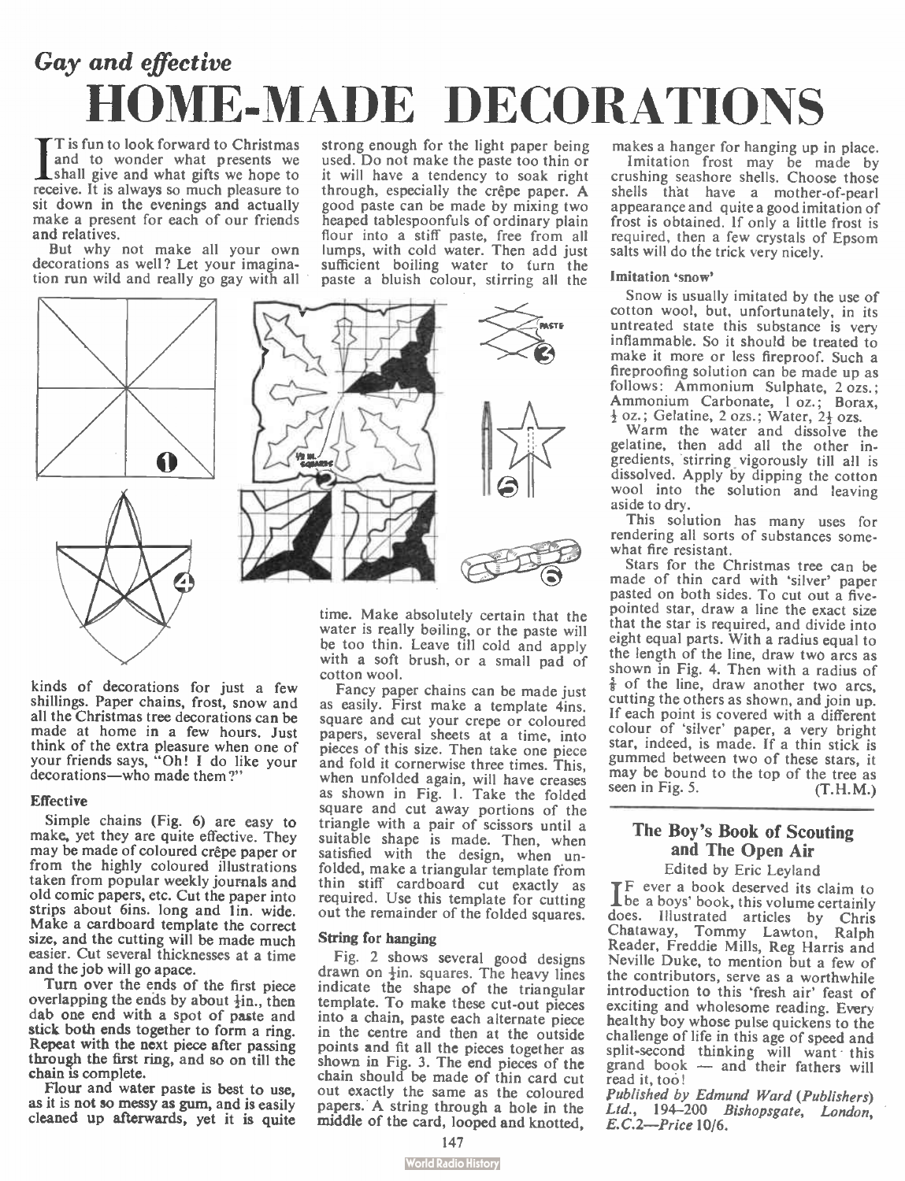## *Gay and effective*

# HOME-MADE DECORATIONS

IT is fun to look forward to Christmas and to wonder what presents we shall give and what gifts we hope to receive. It is always so much pleasure to sit down in the evenings and actually make a present for each of our friends and relatives.

But why not make all your own decorations as well? Let your imagination run wild and really go gay with all kinds of decorations for just a few shillings. Paper chains, frost, snow and all the Christmas tree decorations can be made at home in a few hours. Just think of the extra pleasure when one of your friends says, "Oh! I do like your decorations—who made them?"

### Effective

Simple chains (Fig. 6) are easy to make, yet they are quite effective. They may be made of coloured crêpe paper or from the highly coloured illustrations taken from popular weekly journals and old comic papers, etc. Cut the paper into strips about 6ins. long and 1in. wide. Make a cardboard template the correct size, and the cutting will be made much easier. Cut several thicknesses at a time and the job will go apace.

Turn over the ends of the first piece overlapping the ends by about ½in., then dab one end with a spot of paste and stick both ends together to form a ring. Repeat with the next piece after passing through the first ring, and so on till the chain is complete.

Flour and water paste is best to use, as it is not so messy as gum, and is easily cleaned up afterwards, yet it is quite strong enough for the light paper being used. Do not make the paste too thin or it will have a tendency to soak right through, especially the crêpe paper. A good paste can be made by mixing two heaped tablespoonfuls of ordinary plain flour into a stiff paste, free from all lumps, with cold water. Then add just sufficient boiling water to turn the paste a bluish colour, stirring all the time. Make absolutely certain that the water is really boiling, or the paste will be too thin. Leave till cold and apply with a soft brush, or a small pad of cotton wool.

Fancy paper chains can be made just as easily. First make a template 4ins. square and cut your crepe or coloured papers, several sheets at a time, into pieces of this size. Then take one piece and fold it cornerwise three times. This, when unfolded again, will have creases as shown in Fig. 1. Take the folded square and cut away portions of the triangle with a pair of scissors until a suitable shape is made. Then, when satisfied with the design, when unfolded, make a triangular template from thin stiff cardboard cut exactly as required. Use this template for cutting out the remainder of the folded squares.

### String for hanging

Fig. 2 shows several good designs drawn on ½in. squares. The heavy lines indicate the shape of the triangular template. To make these cut-out pieces into a chain, paste each alternate piece in the centre and then at the outside points and fit all the pieces together as shown in Fig. 3. The end pieces of the chain should be made of thin card cut out exactly the same as the coloured papers. A string through a hole in the middle of the card, looped and knotted, makes a hanger for hanging up in place.

Imitation frost may be made by crushing seashore shells. Choose those shells that have a mother-of-pearl appearance and quite a good imitation of frost is obtained. If only a little frost is required, then a few crystals of Epsom salts will do the trick very nicely.

### Imitation 'snow'

Snow is usually imitated by the use of cotton wool, but, unfortunately, in its untreated state this substance is very inflammable. So it should be treated to make it more or less fireproof. Such a fireproofing solution can be made up as follows: Ammonium Sulphate, 2 ozs.; Ammonium Carbonate, 1 oz.; Borax, ½ oz.; Gelatine, 2 ozs.; Water, 2½ ozs.

Warm the water and dissolve the gelatine, then add all the other ingredients, stirring vigorously till all is dissolved. Apply by dipping the cotton wool into the solution and leaving aside to dry.

This solution has many uses for rendering all sorts of substances somewhat fire resistant.

Stars for the Christmas tree can be made of thin card with 'silver' paper pasted on both sides. To cut out a five-pointed star, draw a line the exact size that the star is required, and divide into eight equal parts. With a radius equal to the length of the line, draw two arcs as shown in Fig. 4. Then with a radius of ⅝ of the line, draw another two arcs, cutting the others as shown, and join up. If each point is covered with a different colour of 'silver' paper, a very bright star, indeed, is made. If a thin stick is gummed between two of these stars, it may be bound to the top of the tree as seen in Fig. 5. (T.H.M.)

---

## The Boy's Book of Scouting and The Open Air

Edited by Eric Leyland

IF ever a book deserved its claim to be a boys' book, this volume certainly does. Illustrated articles by Chris Chataway, Tommy Lawton, Ralph Reader, Freddie Mills, Reg Harris and Neville Duke, to mention but a few of the contributors, serve as a worthwhile introduction to this 'fresh air' feast of exciting and wholesome reading. Every healthy boy whose pulse quickens to the challenge of life in this age of speed and split-second thinking will want this grand book — and their fathers will read it, too!

*Published by Edmund Ward (Publishers) Ltd., 194–200 Bishopsgate, London, E.C.2—Price 10/6.*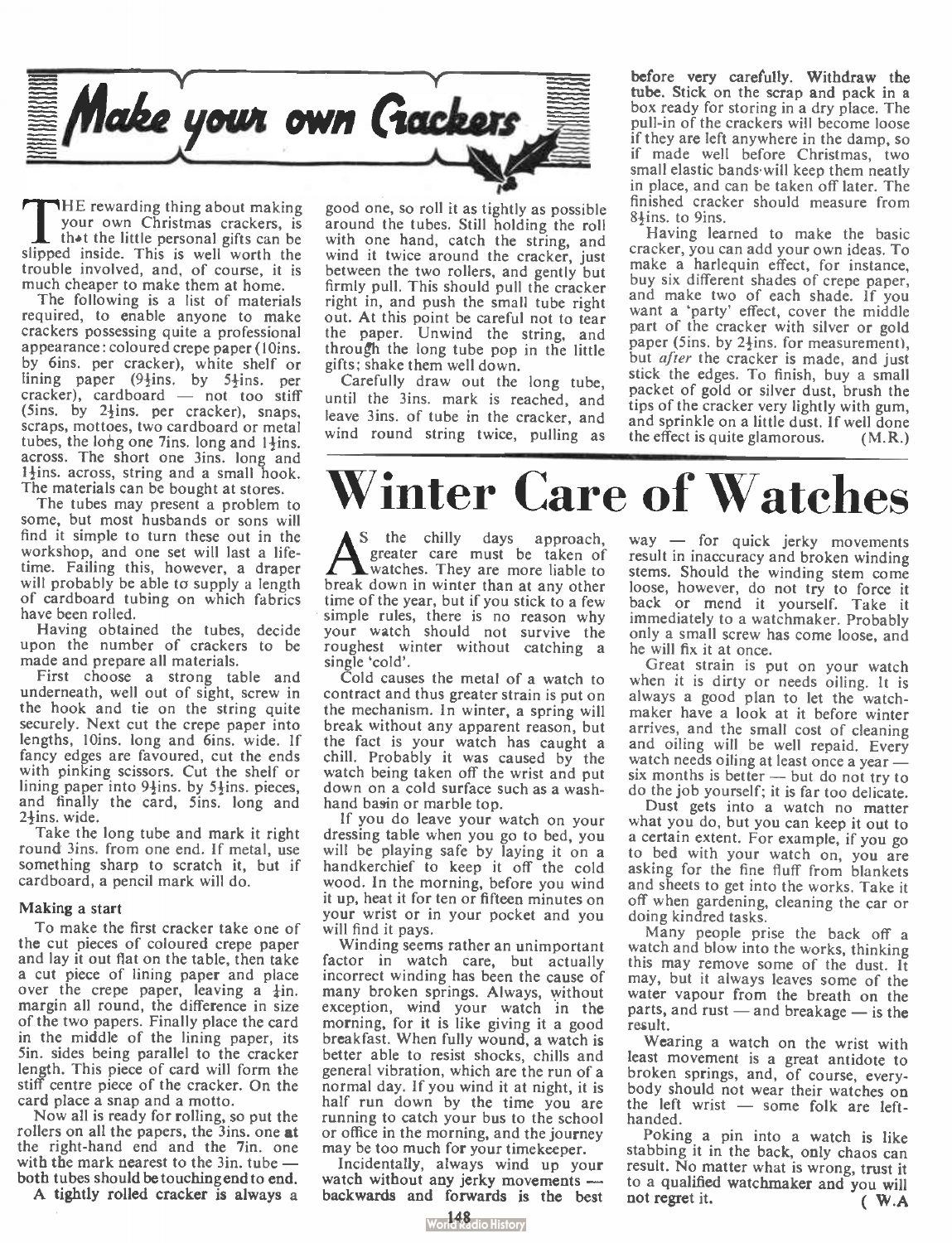# Make your own Crackers

THE rewarding thing about making your own Christmas crackers, is that the little personal gifts can be slipped inside. This is well worth the trouble involved, and, of course, it is much cheaper to make them at home.

The following is a list of materials required, to enable anyone to make crackers possessing quite a professional appearance: coloured crepe paper (10ins. by 6ins. per cracker), white shelf or lining paper (9½ins. by 5½ins. per cracker), cardboard — not too stiff (5ins. by 2½ins. per cracker), snaps, scraps, mottoes, two cardboard or metal tubes, the long one 7ins. long and 1½ins. across. The short one 3ins. long and 1½ins. across, string and a small hook. The materials can be bought at stores.

The tubes may present a problem to some, but most husbands or sons will find it simple to turn these out in the workshop, and one set will last a lifetime. Failing this, however, a draper will probably be able to supply a length of cardboard tubing on which fabrics have been rolled.

Having obtained the tubes, decide upon the number of crackers to be made and prepare all materials.

First choose a strong table and underneath, well out of sight, screw in the hook and tie on the string quite securely. Next cut the crepe paper into lengths, 10ins. long and 6ins. wide. If fancy edges are favoured, cut the ends with pinking scissors. Cut the shelf or lining paper into 9½ins. by 5½ins. pieces, and finally the card, 5ins. long and 2½ins. wide.

Take the long tube and mark it right round 3ins. from one end. If metal, use something sharp to scratch it, but if cardboard, a pencil mark will do.

### Making a start

To make the first cracker take one of the cut pieces of coloured crepe paper and lay it out flat on the table, then take a cut piece of lining paper and place over the crepe paper, leaving a ¼in. margin all round, the difference in size of the two papers. Finally place the card in the middle of the lining paper, its 5in. sides being parallel to the cracker length. This piece of card will form the stiff centre piece of the cracker. On the card place a snap and a motto.

Now all is ready for rolling, so put the rollers on all the papers, the 3ins. one at the right-hand end and the 7in. one with the mark nearest to the 3in. tube — both tubes should be touching end to end.

A tightly rolled cracker is always a good one, so roll it as tightly as possible around the tubes. Still holding the roll with one hand, catch the string, and wind it twice around the cracker, just between the two rollers, and gently but firmly pull. This should pull the cracker right in, and push the small tube right out. At this point be careful not to tear the paper. Unwind the string, and through the long tube pop in the little gifts; shake them well down.

Carefully draw out the long tube, until the 3ins. mark is reached, and leave 3ins. of tube in the cracker, and wind round string twice, pulling as before very carefully. Withdraw the tube. Stick on the scrap and pack in a box ready for storing in a dry place. The pull-in of the crackers will become loose if they are left anywhere in the damp, so if made well before Christmas, two small elastic bands will keep them neatly in place, and can be taken off later. The finished cracker should measure from 8½ins. to 9ins.

Having learned to make the basic cracker, you can add your own ideas. To make a harlequin effect, for instance, buy six different shades of crepe paper, and make two of each shade. If you want a 'party' effect, cover the middle part of the cracker with silver or gold paper (5ins. by 2½ins. for measurement), but *after* the cracker is made, and just stick the edges. To finish, buy a small packet of gold or silver dust, brush the tips of the cracker very lightly with gum, and sprinkle on a little dust. If well done the effect is quite glamorous. (M.R.)

# Winter Care of Watches

AS the chilly days approach, greater care must be taken of watches. They are more liable to break down in winter than at any other time of the year, but if you stick to a few simple rules, there is no reason why your watch should not survive the roughest winter without catching a single 'cold'.

Cold causes the metal of a watch to contract and thus greater strain is put on the mechanism. In winter, a spring will break without any apparent reason, but the fact is your watch has caught a chill. Probably it was caused by the watch being taken off the wrist and put down on a cold surface such as a wash-hand basin or marble top.

If you do leave your watch on your dressing table when you go to bed, you will be playing safe by laying it on a handkerchief to keep it off the cold wood. In the morning, before you wind it up, heat it for ten or fifteen minutes on your wrist or in your pocket and you will find it pays.

Winding seems rather an unimportant factor in watch care, but actually incorrect winding has been the cause of many broken springs. Always, without exception, wind your watch in the morning, for it is like giving it a good breakfast. When fully wound, a watch is better able to resist shocks, chills and general vibration, which are the run of a normal day. If you wind it at night, it is half run down by the time you are running to catch your bus to the school or office in the morning, and the journey may be too much for your timekeeper.

Incidentally, always wind up your watch without any jerky movements — backwards and forwards is the best way — for quick jerky movements result in inaccuracy and broken winding stems. Should the winding stem come loose, however, do not try to force it back or mend it yourself. Take it immediately to a watchmaker. Probably only a small screw has come loose, and he will fix it at once.

Great strain is put on your watch when it is dirty or needs oiling. It is always a good plan to let the watchmaker have a look at it before winter arrives, and the small cost of cleaning and oiling will be well repaid. Every watch needs oiling at least once a year — six months is better — but do not try to do the job yourself; it is far too delicate.

Dust gets into a watch no matter what you do, but you can keep it out to a certain extent. For example, if you go to bed with your watch on, you are asking for the fine fluff from blankets and sheets to get into the works. Take it off when gardening, cleaning the car or doing kindred tasks.

Many people prise the back off a watch and blow into the works, thinking this may remove some of the dust. It may, but it always leaves some of the water vapour from the breath on the parts, and rust — and breakage — is the result.

Wearing a watch on the wrist with least movement is a great antidote to broken springs, and, of course, everybody should not wear their watches on the left wrist — some folk are left-handed.

Poking a pin into a watch is like stabbing it in the back, only chaos can result. No matter what is wrong, trust it to a qualified watchmaker and you will not regret it. (W.A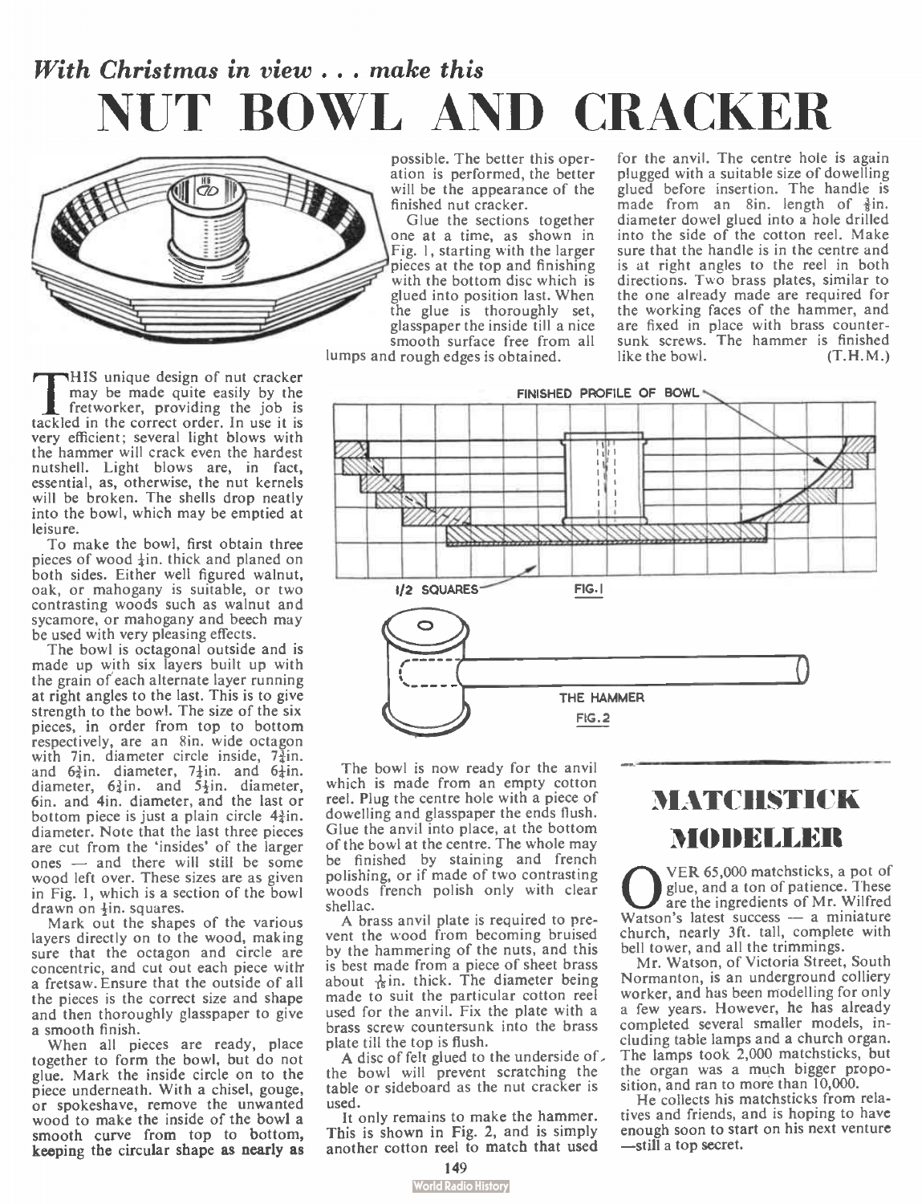*With Christmas in view . . . make this*

# NUT BOWL AND CRACKER

THIS unique design of nut cracker may be made quite easily by the fretworker, providing the job is tackled in the correct order. In use it is very efficient; several light blows with the hammer will crack even the hardest nutshell. Light blows are, in fact, essential, as, otherwise, the nut kernels will be broken. The shells drop neatly into the bowl, which may be emptied at leisure.

To make the bowl, first obtain three pieces of wood ½in. thick and planed on both sides. Either well figured walnut, oak, or mahogany is suitable, or two contrasting woods such as walnut and sycamore, or mahogany and beech may be used with very pleasing effects.

The bowl is octagonal outside and is made up with six layers built up with the grain of each alternate layer running at right angles to the last. This is to give strength to the bowl. The size of the six pieces, in order from top to bottom respectively, are an 8in. wide octagon with 7in. diameter circle inside, 7¾in. and 6¾in. diameter, 7¼in. and 6¼in. diameter, 6¾in. and 5¼in. diameter, 6in. and 4in. diameter, and the last or bottom piece is just a plain circle 4¾in. diameter. Note that the last three pieces are cut from the 'insides' of the larger ones — and there will still be some wood left over. These sizes are as given in Fig. 1, which is a section of the bowl drawn on ½in. squares.

Mark out the shapes of the various layers directly on to the wood, making sure that the octagon and circle are concentric, and cut out each piece with a fretsaw. Ensure that the outside of all the pieces is the correct size and shape and then thoroughly glasspaper to give a smooth finish.

When all pieces are ready, place together to form the bowl, but do not glue. Mark the inside circle on to the piece underneath. With a chisel, gouge, or spokeshave, remove the unwanted wood to make the inside of the bowl a smooth curve from top to bottom, keeping the circular shape as nearly as possible. The better this operation is performed, the better will be the appearance of the finished nut cracker.

Glue the sections together one at a time, as shown in Fig. 1, starting with the larger pieces at the top and finishing with the bottom disc which is glued into position last. When the glue is thoroughly set, glasspaper the inside till a nice smooth surface free from all lumps and rough edges is obtained.

FINISHED PROFILE OF BOWL

1/2 SQUARES

FIG. 1

THE HAMMER

FIG. 2

The bowl is now ready for the anvil which is made from an empty cotton reel. Plug the centre hole with a piece of dowelling and glasspaper the ends flush. Glue the anvil into place, at the bottom of the bowl at the centre. The whole may be finished by staining and french polishing, or if made of two contrasting woods french polish only with clear shellac.

A brass anvil plate is required to prevent the wood from becoming bruised by the hammering of the nuts, and this is best made from a piece of sheet brass about $\frac{1}{16}$in. thick. The diameter being made to suit the particular cotton reel used for the anvil. Fix the plate with a brass screw countersunk into the brass plate till the top is flush.

A disc of felt glued to the underside of the bowl will prevent scratching the table or sideboard as the nut cracker is used.

It only remains to make the hammer. This is shown in Fig. 2, and is simply another cotton reel to match that used for the anvil. The centre hole is again plugged with a suitable size of dowelling glued before insertion. The handle is made from an 8in. length of ⅜in. diameter dowel glued into a hole drilled into the side of the cotton reel. Make sure that the handle is in the centre and is at right angles to the reel in both directions. Two brass plates, similar to the one already made are required for the working faces of the hammer, and are fixed in place with brass countersunk screws. The hammer is finished like the bowl. (T.H.M.)

# MATCHSTICK MODELLER

OVER 65,000 matchsticks, a pot of glue, and a ton of patience. These are the ingredients of Mr. Wilfred Watson's latest success — a miniature church, nearly 3ft. tall, complete with bell tower, and all the trimmings.

Mr. Watson, of Victoria Street, South Normanton, is an underground colliery worker, and has been modelling for only a few years. However, he has already completed several smaller models, including table lamps and a church organ. The lamps took 2,000 matchsticks, but the organ was a much bigger proposition, and ran to more than 10,000.

He collects his matchsticks from relatives and friends, and is hoping to have enough soon to start on his next venture —still a top secret.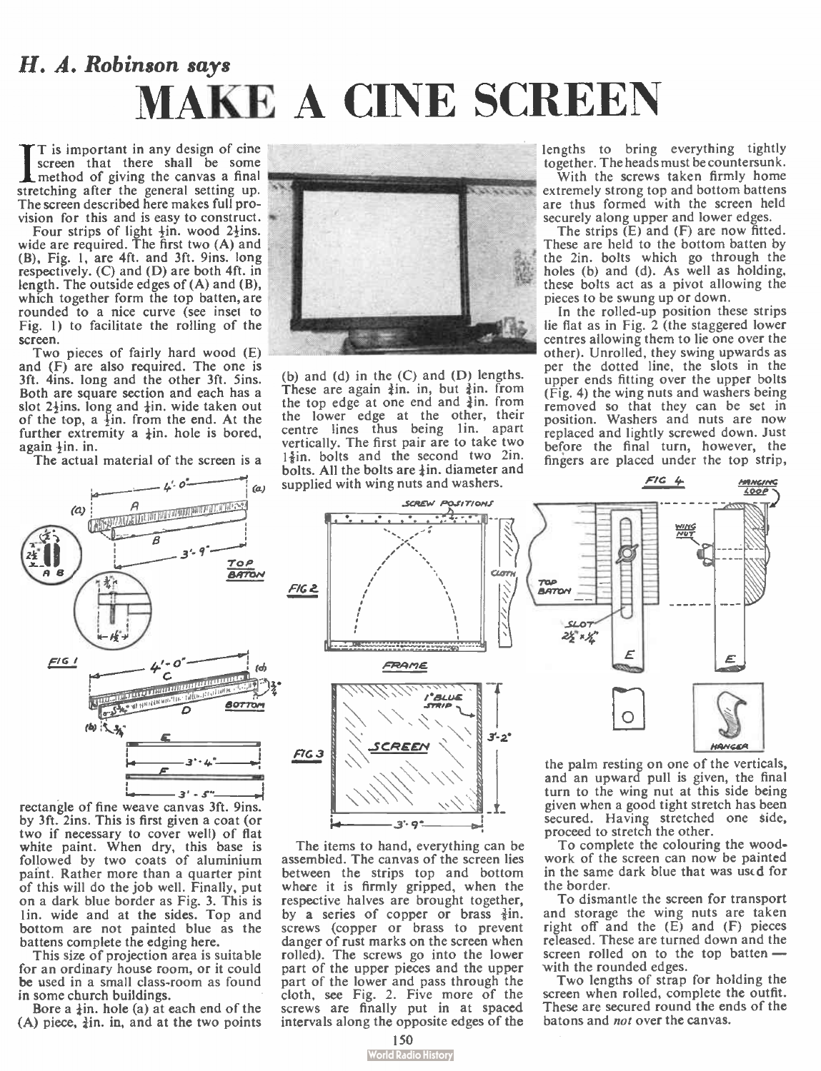*H. A. Robinson says*

# MAKE A CINE SCREEN

IT is important in any design of cine screen that there shall be some method of giving the canvas a final stretching after the general setting up. The screen described here makes full provision for this and is easy to construct.

Four strips of light ½in. wood 2½ins. wide are required. The first two (A) and (B), Fig. 1, are 4ft. and 3ft. 9ins. long respectively. (C) and (D) are both 4ft. in length. The outside edges of (A) and (B), which together form the top batten, are rounded to a nice curve (see inset to Fig. 1) to facilitate the rolling of the screen.

Two pieces of fairly hard wood (E) and (F) are also required. The one is 3ft. 4ins. long and the other 3ft. 5ins. Both are square section and each has a slot 2½ins. long and ¼in. wide taken out of the top, a ½in. from the end. At the further extremity a ¼in. hole is bored, again ½in. in.

The actual material of the screen is a rectangle of fine weave canvas 3ft. 9ins. by 3ft. 2ins. This is first given a coat (or two if necessary to cover well) of flat white paint. When dry, this base is followed by two coats of aluminium paint. Rather more than a quarter pint of this will do the job well. Finally, put on a dark blue border as Fig. 3. This is 1in. wide and at the sides. Top and bottom are not painted blue as the battens complete the edging here.

This size of projection area is suitable for an ordinary house room, or it could be used in a small class-room as found in some church buildings.

Bore a ¼in. hole (a) at each end of the (A) piece, ¾in. in, and at the two points (b) and (d) in the (C) and (D) lengths. These are again ¾in. in, but ¾in. from the top edge at one end and ¾in. from the lower edge at the other, their centre lines thus being 1in. apart vertically. The first pair are to take two 1¾in. bolts and the second two 2in. bolts. All the bolts are ¼in. diameter and supplied with wing nuts and washers.

The items to hand, everything can be assembled. The canvas of the screen lies between the strips top and bottom where it is firmly gripped, when the respective halves are brought together, by a series of copper or brass ⅞in. screws (copper or brass to prevent danger of rust marks on the screen when rolled). The screws go into the lower part of the upper pieces and the upper part of the lower and pass through the cloth, see Fig. 2. Five more of the screws are finally put in at spaced intervals along the opposite edges of the lengths to bring everything tightly together. The heads must be countersunk.

With the screws taken firmly home extremely strong top and bottom battens are thus formed with the screen held securely along upper and lower edges.

The strips (E) and (F) are now fitted. These are held to the bottom batten by the 2in. bolts which go through the holes (b) and (d). As well as holding, these bolts act as a pivot allowing the pieces to be swung up or down.

In the rolled-up position these strips lie flat as in Fig. 2 (the staggered lower centres allowing them to lie one over the other). Unrolled, they swing upwards as per the dotted line, the slots in the upper ends fitting over the upper bolts (Fig. 4) the wing nuts and washers being removed so that they can be set in position. Washers and nuts are now replaced and lightly screwed down. Just before the final turn, however, the fingers are placed under the top strip, the palm resting on one of the verticals, and an upward pull is given, the final turn to the wing nut at this side being given when a good tight stretch has been secured. Having stretched one side, proceed to stretch the other.

To complete the colouring the woodwork of the screen can now be painted in the same dark blue that was used for the border.

To dismantle the screen for transport and storage the wing nuts are taken right off and the (E) and (F) pieces released. These are turned down and the screen rolled on to the top batten—with the rounded edges.

Two lengths of strap for holding the screen when rolled, complete the outfit. These are secured round the ends of the batons and *not* over the canvas.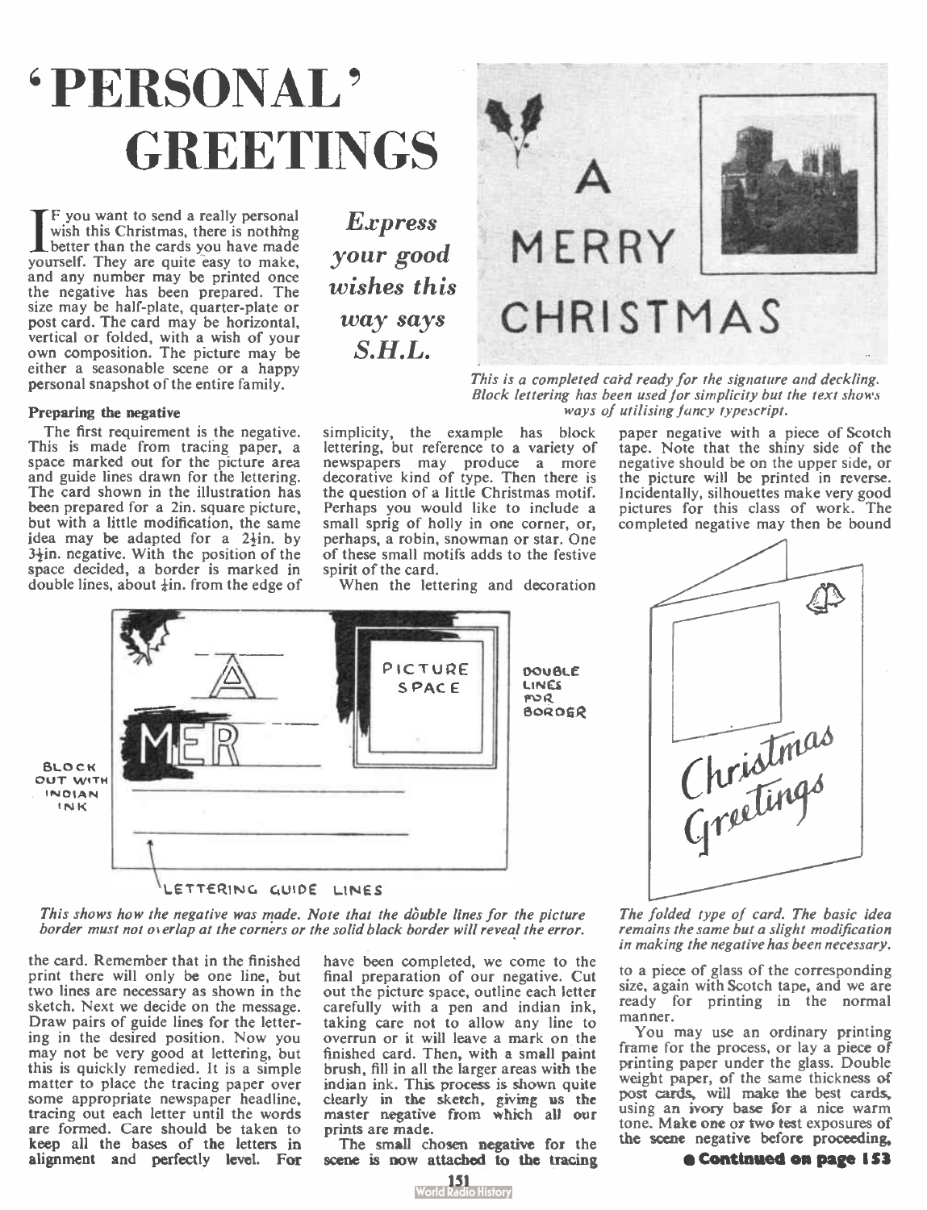# 'PERSONAL' GREETINGS

*Express your good wishes this way says S.H.L.*

IF you want to send a really personal wish this Christmas, there is nothing better than the cards you have made yourself. They are quite easy to make, and any number may be printed once the negative has been prepared. The size may be half-plate, quarter-plate or post card. The card may be horizontal, vertical or folded, with a wish of your own composition. The picture may be either a seasonable scene or a happy personal snapshot of the entire family.

*This is a completed card ready for the signature and deckling. Block lettering has been used for simplicity but the text shows ways of utilising fancy typescript.*

### Preparing the negative

The first requirement is the negative. This is made from tracing paper, a space marked out for the picture area and guide lines drawn for the lettering. The card shown in the illustration has been prepared for a 2in. square picture, but with a little modification, the same idea may be adapted for a 2¼in. by 3¼in. negative. With the position of the space decided, a border is marked in double lines, about ¼in. from the edge of the card. Remember that in the finished print there will only be one line, but two lines are necessary as shown in the sketch. Next we decide on the message. Draw pairs of guide lines for the lettering in the desired position. Now you may not be very good at lettering, but this is quickly remedied. It is a simple matter to place the tracing paper over some appropriate newspaper headline, tracing out each letter until the words are formed. Care should be taken to keep all the bases of the letters in alignment and perfectly level. For simplicity, the example has block lettering, but reference to a variety of newspapers may produce a more decorative kind of type. Then there is the question of a little Christmas motif. Perhaps you would like to include a small sprig of holly in one corner, or, perhaps, a robin, snowman or star. One of these small motifs adds to the festive spirit of the card.

When the lettering and decoration have been completed, we come to the final preparation of our negative. Cut out the picture space, outline each letter carefully with a pen and indian ink, taking care not to allow any line to overrun or it will leave a mark on the finished card. Then, with a small paint brush, fill in all the larger areas with the indian ink. This process is shown quite clearly in the sketch, giving us the master negative from which all our prints are made.

The small chosen negative for the scene is now attached to the tracing paper negative with a piece of Scotch tape. Note that the shiny side of the negative should be on the upper side, or the picture will be printed in reverse. Incidentally, silhouettes make very good pictures for this class of work. The completed negative may then be bound to a piece of glass of the corresponding size, again with Scotch tape, and we are ready for printing in the normal manner.

*This shows how the negative was made. Note that the double lines for the picture border must not overlap at the corners or the solid black border will reveal the error.*

*The folded type of card. The basic idea remains the same but a slight modification in making the negative has been necessary.*

You may use an ordinary printing frame for the process, or lay a piece of printing paper under the glass. Double weight paper, of the same thickness of post cards, will make the best cards, using an ivory base for a nice warm tone. Make one or two test exposures of the scene negative before proceeding,

**● Continued on page 153**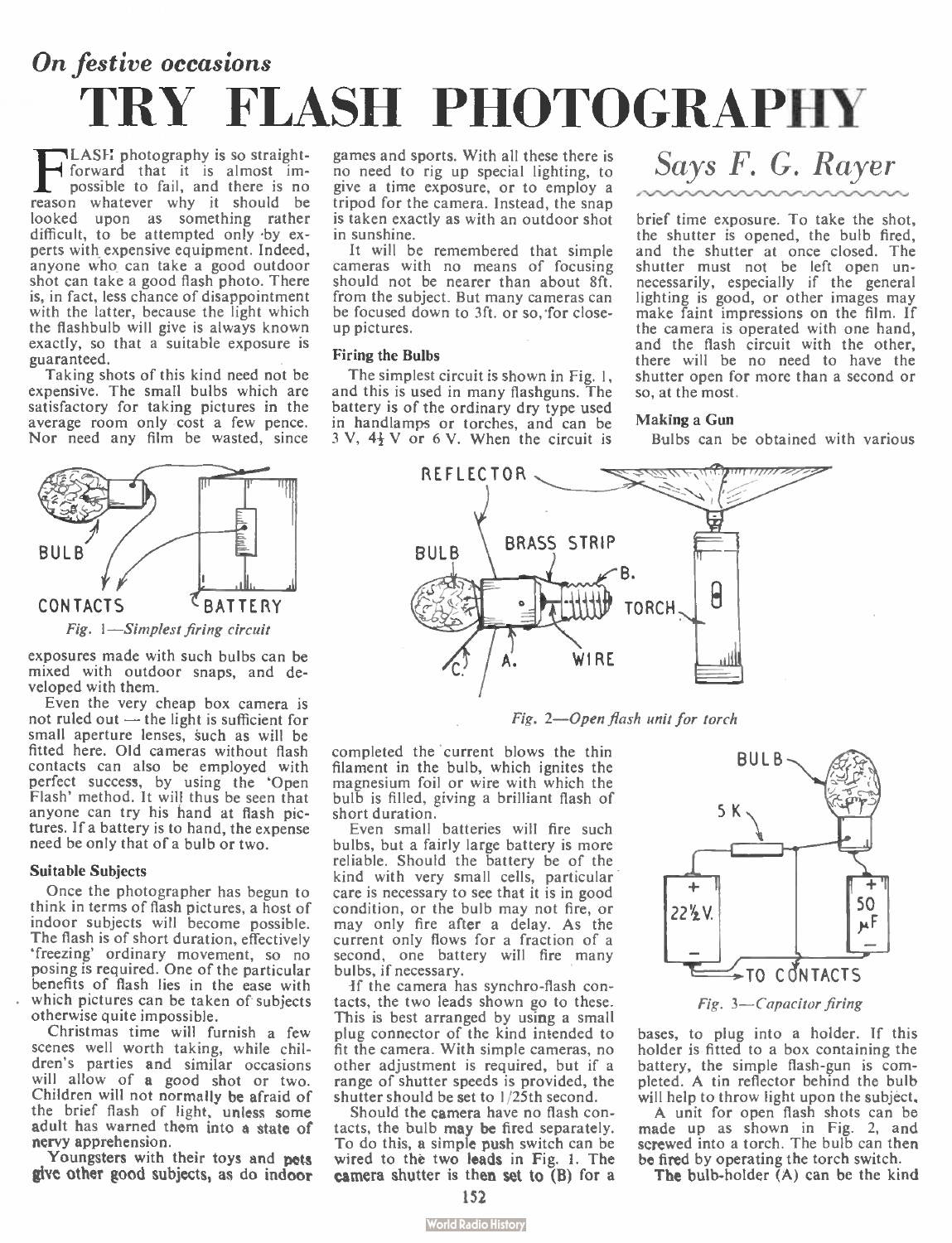*On festive occasions*

# TRY FLASH PHOTOGRAPHY

*Says F. G. Rayer*

FLASH photography is so straightforward that it is almost impossible to fail, and there is no reason whatever why it should be looked upon as something rather difficult, to be attempted only by experts with expensive equipment. Indeed, anyone who can take a good outdoor shot can take a good flash photo. There is, in fact, less chance of disappointment with the latter, because the light which the flashbulb will give is always known exactly, so that a suitable exposure is guaranteed.

Taking shots of this kind need not be expensive. The small bulbs which are satisfactory for taking pictures in the average room only cost a few pence. Nor need any film be wasted, since exposures made with such bulbs can be mixed with outdoor snaps, and developed with them.

BULB

CONTACTS BATTERY

*Fig. 1—Simplest firing circuit*

Even the very cheap box camera is not ruled out — the light is sufficient for small aperture lenses, such as will be fitted here. Old cameras without flash contacts can also be employed with perfect success, by using the 'Open Flash' method. It will thus be seen that anyone can try his hand at flash pictures. If a battery is to hand, the expense need be only that of a bulb or two.

### Suitable Subjects

Once the photographer has begun to think in terms of flash pictures, a host of indoor subjects will become possible. The flash is of short duration, effectively 'freezing' ordinary movement, so no posing is required. One of the particular benefits of flash lies in the ease with which pictures can be taken of subjects otherwise quite impossible.

Christmas time will furnish a few scenes well worth taking, while children's parties and similar occasions will allow of a good shot or two. Children will not normally be afraid of the brief flash of light, unless some adult has warned them into a state of nervy apprehension.

Youngsters with their toys and pets give other good subjects, as do indoor games and sports. With all these there is no need to rig up special lighting, to give a time exposure, or to employ a tripod for the camera. Instead, the snap is taken exactly as with an outdoor shot in sunshine.

It will be remembered that simple cameras with no means of focusing should not be nearer than about 8ft. from the subject. But many cameras can be focused down to 3ft. or so, for close-up pictures.

### Firing the Bulbs

The simplest circuit is shown in Fig. 1, and this is used in many flashguns. The battery is of the ordinary dry type used in handlamps or torches, and can be 3 V, 4½ V or 6 V. When the circuit is completed the current blows the thin filament in the bulb, which ignites the magnesium foil or wire with which the bulb is filled, giving a brilliant flash of short duration.

REFLECTOR

BULB BRASS STRIP B. TORCH

C. A. WIRE

*Fig. 2—Open flash unit for torch*

Even small batteries will fire such bulbs, but a fairly large battery is more reliable. Should the battery be of the kind with very small cells, particular care is necessary to see that it is in good condition, or the bulb may not fire, or may only fire after a delay. As the current only flows for a fraction of a second, one battery will fire many bulbs, if necessary.

If the camera has synchro-flash contacts, the two leads shown go to these. This is best arranged by using a small plug connector of the kind intended to fit the camera. With simple cameras, no other adjustment is required, but if a range of shutter speeds is provided, the shutter should be set to 1/25th second.

Should the camera have no flash contacts, the bulb may be fired separately. To do this, a simple push switch can be wired to the two leads in Fig. 1. The camera shutter is then set to (B) for a brief time exposure. To take the shot, the shutter is opened, the bulb fired, and the shutter at once closed. The shutter must not be left open unnecessarily, especially if the general lighting is good, or other images may make faint impressions on the film. If the camera is operated with one hand, and the flash circuit with the other, there will be no need to have the shutter open for more than a second or so, at the most.

BULB

5 K

22½ V.

50 μF

TO CONTACTS

*Fig. 3—Capacitor firing*

### Making a Gun

Bulbs can be obtained with various bases, to plug into a holder. If this holder is fitted to a box containing the battery, the simple flash-gun is completed. A tin reflector behind the bulb will help to throw light upon the subject.

A unit for open flash shots can be made up as shown in Fig. 2, and screwed into a torch. The bulb can then be fired by operating the torch switch.

The bulb-holder (A) can be the kind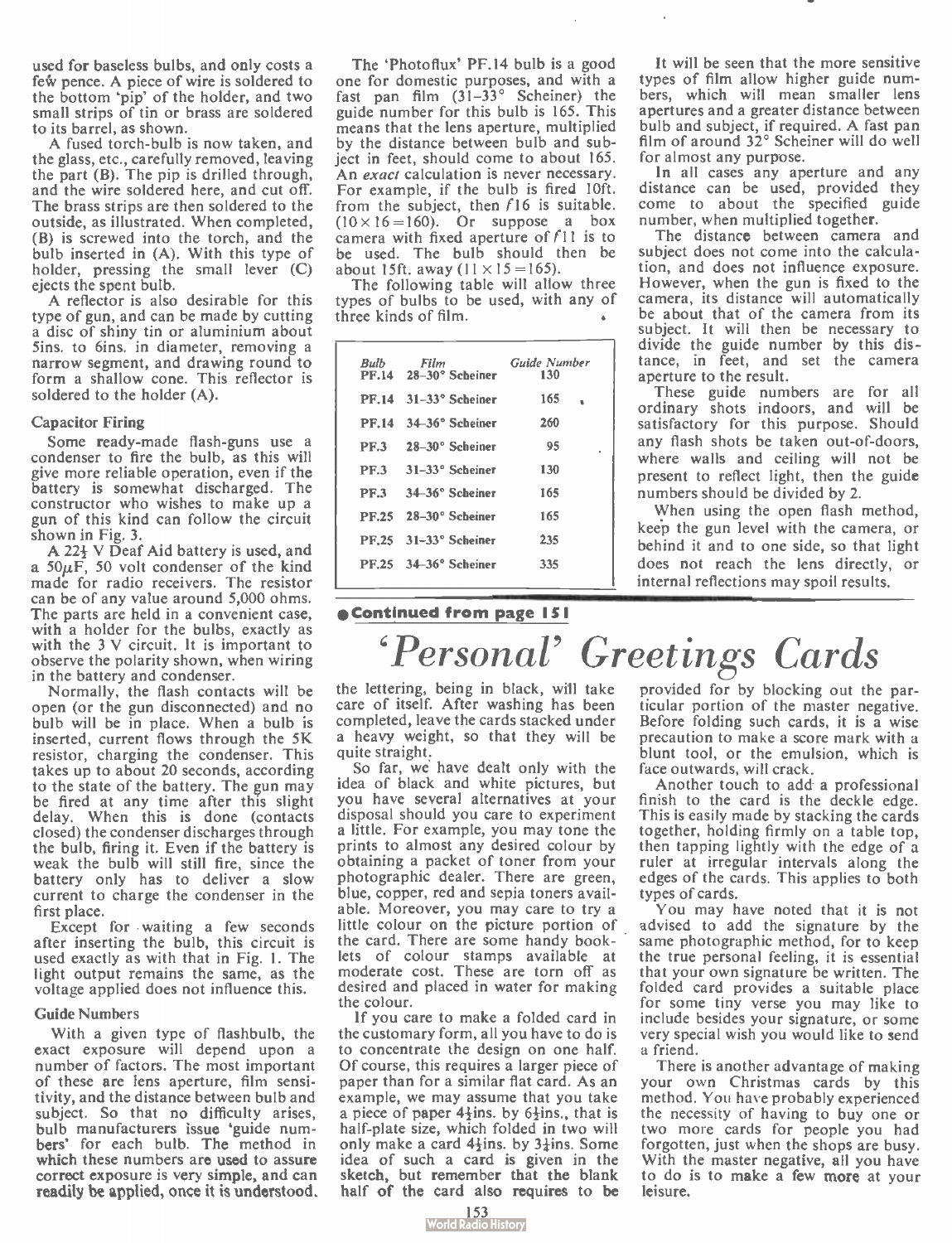used for baseless bulbs, and only costs a few pence. A piece of wire is soldered to the bottom 'pip' of the holder, and two small strips of tin or brass are soldered to its barrel, as shown.

A fused torch-bulb is now taken, and the glass, etc., carefully removed, leaving the part (B). The pip is drilled through, and the wire soldered here, and cut off. The brass strips are then soldered to the outside, as illustrated. When completed, (B) is screwed into the torch, and the bulb inserted in (A). With this type of holder, pressing the small lever (C) ejects the spent bulb.

A reflector is also desirable for this type of gun, and can be made by cutting a disc of shiny tin or aluminium about 5ins. to 6ins. in diameter, removing a narrow segment, and drawing round to form a shallow cone. This reflector is soldered to the holder (A).

### Capacitor Firing

Some ready-made flash-guns use a condenser to fire the bulb, as this will give more reliable operation, even if the battery is somewhat discharged. The constructor who wishes to make up a gun of this kind can follow the circuit shown in Fig. 3.

A 22½ V Deaf Aid battery is used, and a 50μF, 50 volt condenser of the kind made for radio receivers. The resistor can be of any value around 5,000 ohms. The parts are held in a convenient case, with a holder for the bulbs, exactly as with the 3 V circuit. It is important to observe the polarity shown, when wiring in the battery and condenser.

Normally, the flash contacts will be open (or the gun disconnected) and no bulb will be in place. When a bulb is inserted, current flows through the 5K resistor, charging the condenser. This takes up to about 20 seconds, according to the state of the battery. The gun may be fired at any time after this slight delay. When this is done (contacts closed) the condenser discharges through the bulb, firing it. Even if the battery is weak the bulb will still fire, since the battery only has to deliver a slow current to charge the condenser in the first place.

Except for waiting a few seconds after inserting the bulb, this circuit is used exactly as with that in Fig. 1. The light output remains the same, as the voltage applied does not influence this.

### Guide Numbers

With a given type of flashbulb, the exact exposure will depend upon a number of factors. The most important of these are lens aperture, film sensitivity, and the distance between bulb and subject. So that no difficulty arises, bulb manufacturers issue 'guide numbers' for each bulb. The method in which these numbers are used to assure correct exposure is very simple, and can readily be applied, once it is understood.

The 'Photoflux' PF.14 bulb is a good one for domestic purposes, and with a fast pan film (31–33° Scheiner) the guide number for this bulb is 165. This means that the lens aperture, multiplied by the distance between bulb and subject in feet, should come to about 165. An *exact* calculation is never necessary. For example, if the bulb is fired 10ft. from the subject, then f16 is suitable. ($10 \times 16 = 160$). Or suppose a box camera with fixed aperture of f11 is to be used. The bulb should then be about 15ft. away ($11 \times 15 = 165$).

The following table will allow three types of bulbs to be used, with any of three kinds of film.

| Bulb | Film | Guide Number |
|---|---|---|
| PF.14 | 28–30° Scheiner | 130 |
| PF.14 | 31–33° Scheiner | 165 |
| PF.14 | 34–36° Scheiner | 260 |
| PF.3 | 28–30° Scheiner | 95 |
| PF.3 | 31–33° Scheiner | 130 |
| PF.3 | 34–36° Scheiner | 165 |
| PF.25 | 28–30° Scheiner | 165 |
| PF.25 | 31–33° Scheiner | 235 |
| PF.25 | 34–36° Scheiner | 335 |

It will be seen that the more sensitive types of film allow higher guide numbers, which will mean smaller lens apertures and a greater distance between bulb and subject, if required. A fast pan film of around 32° Scheiner will do well for almost any purpose.

In all cases any aperture and any distance can be used, provided they come to about the specified guide number, when multiplied together.

The distance between camera and subject does not come into the calculation, and does not influence exposure. However, when the gun is fixed to the camera, its distance will automatically be about that of the camera from its subject. It will then be necessary to divide the guide number by this distance, in feet, and set the camera aperture to the result.

These guide numbers are for all ordinary shots indoors, and will be satisfactory for this purpose. Should any flash shots be taken out-of-doors, where walls and ceiling will not be present to reflect light, then the guide numbers should be divided by 2.

When using the open flash method, keep the gun level with the camera, or behind it and to one side, so that light does not reach the lens directly, or internal reflections may spoil results.

**Continued from page 151**

# 'Personal' Greetings Cards

the lettering, being in black, will take care of itself. After washing has been completed, leave the cards stacked under a heavy weight, so that they will be quite straight.

So far, we have dealt only with the idea of black and white pictures, but you have several alternatives at your disposal should you care to experiment a little. For example, you may tone the prints to almost any desired colour by obtaining a packet of toner from your photographic dealer. There are green, blue, copper, red and sepia toners available. Moreover, you may care to try a little colour on the picture portion of the card. There are some handy booklets of colour stamps available at moderate cost. These are torn off as desired and placed in water for making the colour.

If you care to make a folded card in the customary form, all you have to do is to concentrate the design on one half. Of course, this requires a larger piece of paper than for a similar flat card. As an example, we may assume that you take a piece of paper 4¾ins. by 6½ins., that is half-plate size, which folded in two will only make a card 4¾ins. by 3¼ins. Some idea of such a card is given in the sketch, but remember that the blank half of the card also requires to be provided for by blocking out the particular portion of the master negative. Before folding such cards, it is a wise precaution to make a score mark with a blunt tool, or the emulsion, which is face outwards, will crack.

Another touch to add a professional finish to the card is the deckle edge. This is easily made by stacking the cards together, holding firmly on a table top, then tapping lightly with the edge of a ruler at irregular intervals along the edges of the cards. This applies to both types of cards.

You may have noted that it is not advised to add the signature by the same photographic method, for to keep the true personal feeling, it is essential that your own signature be written. The folded card provides a suitable place for some tiny verse you may like to include besides your signature, or some very special wish you would like to send a friend.

There is another advantage of making your own Christmas cards by this method. You have probably experienced the necessity of having to buy one or two more cards for people you had forgotten, just when the shops are busy. With the master negative, all you have to do is to make a few more at your leisure.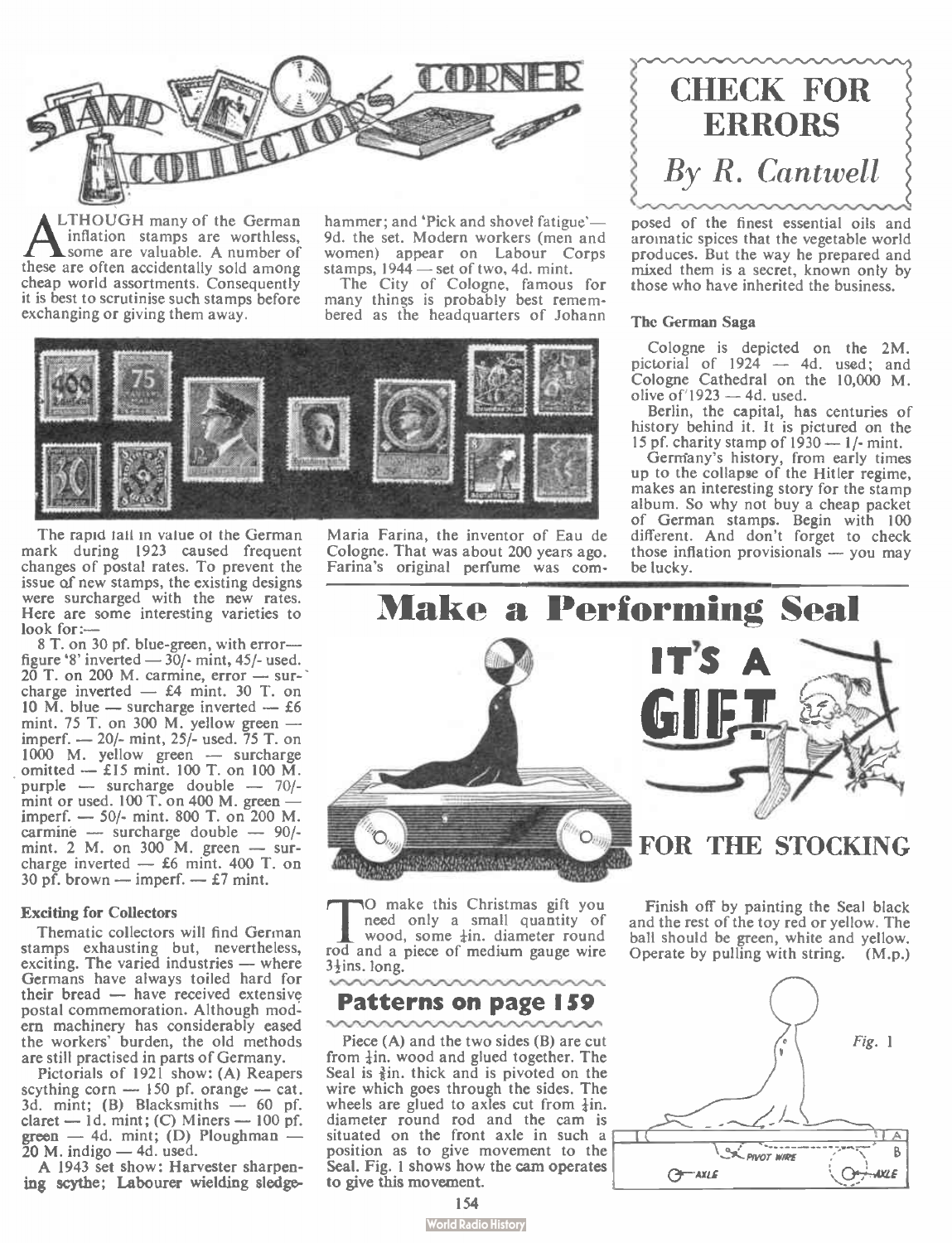# Stamp Collectors Corner

## CHECK FOR ERRORS

*By R. Cantwell*

ALTHOUGH many of the German inflation stamps are worthless, some are valuable. A number of these are often accidentally sold among cheap world assortments. Consequently it is best to scrutinise such stamps before exchanging or giving them away.

The rapid fall in value of the German mark during 1923 caused frequent changes of postal rates. To prevent the issue of new stamps, the existing designs were surcharged with the new rates. Here are some interesting varieties to look for:—

8 T. on 30 pf. blue-green, with error—figure '8' inverted — 30/- mint, 45/- used. 20 T. on 200 M. carmine, error — surcharge inverted — £4 mint. 30 T. on 10 M. blue — surcharge inverted — £6 mint. 75 T. on 300 M. yellow green — imperf. — 20/- mint, 25/- used. 75 T. on 1000 M. yellow green — surcharge omitted — £15 mint. 100 T. on 100 M. purple — surcharge double — 70/- mint or used. 100 T. on 400 M. green — imperf. — 50/- mint. 800 T. on 200 M. carmine — surcharge double — 90/- mint. 2 M. on 300 M. green — surcharge inverted — £6 mint. 400 T. on 30 pf. brown — imperf. — £7 mint.

### Exciting for Collectors

Thematic collectors will find German stamps exhausting but, nevertheless, exciting. The varied industries — where Germans have always toiled hard for their bread — have received extensive postal commemoration. Although modern machinery has considerably eased the workers' burden, the old methods are still practised in parts of Germany.

Pictorials of 1921 show: (A) Reapers scything corn — 150 pf. orange — cat. 3d. mint; (B) Blacksmiths — 60 pf. claret — 1d. mint; (C) Miners — 100 pf. green — 4d. mint; (D) Ploughman — 20 M. indigo — 4d. used.

A 1943 set show: Harvester sharpening scythe; Labourer wielding sledge-hammer; and 'Pick and shovel fatigue'— 9d. the set. Modern workers (men and women) appear on Labour Corps stamps, 1944 — set of two, 4d. mint.

The City of Cologne, famous for many things is probably best remembered as the headquarters of Johann Maria Farina, the inventor of Eau de Cologne. That was about 200 years ago. Farina's original perfume was composed of the finest essential oils and aromatic spices that the vegetable world produces. But the way he prepared and mixed them is a secret, known only by those who have inherited the business.

### The German Saga

Cologne is depicted on the 2M. pictorial of 1924 — 4d. used; and Cologne Cathedral on the 10,000 M. olive of 1923 — 4d. used.

Berlin, the capital, has centuries of history behind it. It is pictured on the 15 pf. charity stamp of 1930 — 1/- mint.

Germany's history, from early times up to the collapse of the Hitler regime, makes an interesting story for the stamp album. So why not buy a cheap packet of German stamps. Begin with 100 different. And don't forget to check those inflation provisionals — you may be lucky.

# Make a Performing Seal

## IT'S A GIFT FOR THE STOCKING

TO make this Christmas gift you need only a small quantity of wood, some ¼in. diameter round rod and a piece of medium gauge wire 3½ins. long.

### Patterns on page 159

Piece (A) and the two sides (B) are cut from ¼in. wood and glued together. The Seal is ⅜in. thick and is pivoted on the wire which goes through the sides. The wheels are glued to axles cut from ¼in. diameter round rod and the cam is situated on the front axle in such a position as to give movement to the Seal. Fig. 1 shows how the cam operates to give this movement.

Finish off by painting the Seal black and the rest of the toy red or yellow. The ball should be green, white and yellow. Operate by pulling with string. (M.p.)

Fig. 1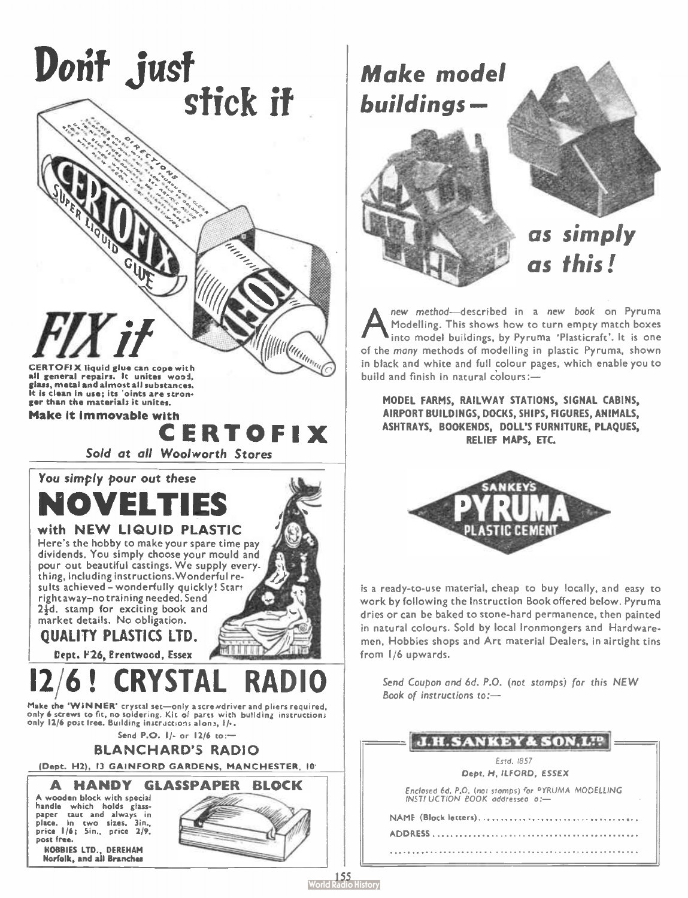# Don't just stick it

# FIX it

CERTOFIX liquid glue can cope with all general repairs. It unites wood, glass, metal and almost all substances. It is clean in use; its 'oints are stronger than the materials it unites.

**Make it immovable with**

## CERTOFIX

*Sold at all Woolworth Stores*

---

*You simply pour out these*

# NOVELTIES

**with NEW LIQUID PLASTIC**

Here's the hobby to make your spare time pay dividends. You simply choose your mould and pour out beautiful castings. We supply everything, including instructions. Wonderful results achieved – wonderfully quickly! Start right away–no training needed. Send 2½d. stamp for exciting book and market details. No obligation.

**QUALITY PLASTICS LTD.**

Dept. P26, Brentwood, Essex

---

# 12/6! CRYSTAL RADIO

Make the 'WINNER' crystal set—only a screwdriver and pliers required, only 6 screws to fit, no soldering. Kit of parts with building instructions only 12/6 post free. Building instructions alone, 1/-.

Send P.O. 1/- or 12/6 to:—

**BLANCHARD'S RADIO**

(Dept. H2), 13 GAINFORD GARDENS, MANCHESTER, 10

---

## A HANDY GLASSPAPER BLOCK

A wooden block with special handle which holds glasspaper taut and always in place. In two sizes, 3in., price 1/6; 5in., price 2/9, post free.

**HOBBIES LTD., DEREHAM Norfolk, and all Branches**

---

# *Make model buildings—*

# *as simply as this!*

A *new method*—described in a *new book* on Pyruma Modelling. This shows how to turn empty match boxes into model buildings, by Pyruma 'Plasticraft'. It is one of the *many* methods of modelling in plastic Pyruma, shown in black and white and full colour pages, which enable you to build and finish in natural colours:—

**MODEL FARMS, RAILWAY STATIONS, SIGNAL CABINS, AIRPORT BUILDINGS, DOCKS, SHIPS, FIGURES, ANIMALS, ASHTRAYS, BOOKENDS, DOLL'S FURNITURE, PLAQUES, RELIEF MAPS, ETC.**

**SANKEY'S PYRUMA PLASTIC CEMENT**

is a ready-to-use material, cheap to buy locally, and easy to work by following the Instruction Book offered below. Pyruma dries or can be baked to stone-hard permanence, then painted in natural colours. Sold by local Ironmongers and Hardwaremen, Hobbies shops and Art material Dealers, in airtight tins from 1/6 upwards.

*Send Coupon and 6d. P.O. (not stamps) for this NEW Book of instructions to:—*

**J.H. SANKEY & SON, LTD.**

*Estd. 1857*

***Dept. H, ILFORD, ESSEX***

*Enclosed 6d. P.O. (not stamps) for PYRUMA MODELLING INSTRUCTION BOOK addressed to:—*

NAME (Block letters)..................................

ADDRESS..................................

..................................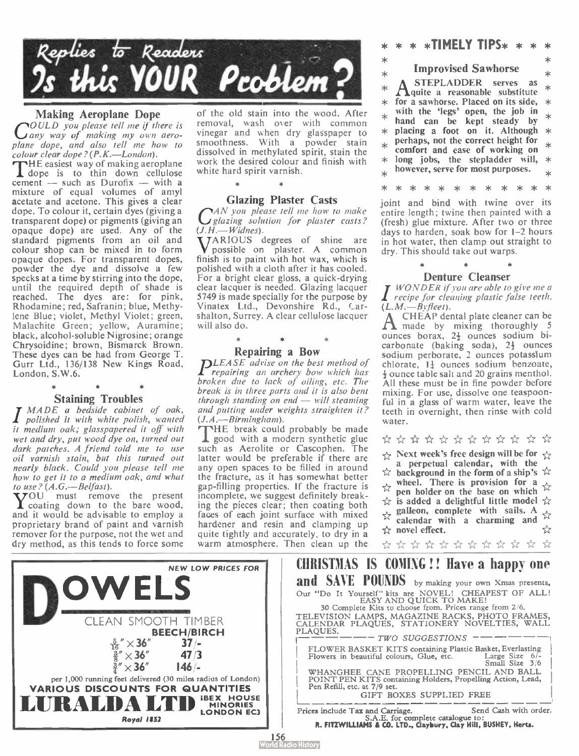# Replies to Readers — Is this YOUR Problem?

### Making Aeroplane Dope

*COULD you please tell me if there is any way of making my own aeroplane dope, and also tell me how to colour clear dope? (P.K.—London).*

THE easiest way of making aeroplane dope is to thin down cellulose cement — such as Durofix — with a mixture of equal volumes of amyl acetate and acetone. This gives a clear dope. To colour it, certain dyes (giving a transparent dope) or pigments (giving an opaque dope) are used. Any of the standard pigments from an oil and colour shop can be mixed in to form opaque dopes. For transparent dopes, powder the dye and dissolve a few specks at a time by stirring into the dope, until the required depth of shade is reached. The dyes are: for pink, Rhodamine; red, Safranin; blue, Methylene Blue; violet, Methyl Violet; green, Malachite Green; yellow, Auramine; black, alcohol-soluble Nigrosine; orange Chrysoidine; brown, Bismarck Brown. These dyes can be had from George T. Gurr Ltd., 136/138 New Kings Road, London, S.W.6.

\* \* \*

### Staining Troubles

*I MADE a bedside cabinet of oak, polished it with white polish, wanted it medium oak; glasspapered it off with wet and dry, put wood dye on, turned out dark patches. A friend told me to use oil varnish stain, but this turned out nearly black. Could you please tell me how to get it to a medium oak, and what to use? (A.G.—Belfast).*

YOU must remove the present coating down to the bare wood, and it would be advisable to employ a proprietary brand of paint and varnish remover for the purpose, not the wet and dry method, as this tends to force some of the old stain into the wood. After removal, wash over with common vinegar and when dry glasspaper to smoothness. With a powder stain dissolved in methylated spirit, stain the work the desired colour and finish with white hard spirit varnish.

\* \*

### Glazing Plaster Casts

*CAN you please tell me how to make glazing solution for plaster casts? (J.H.—Widnes).*

VARIOUS degrees of shine are possible on plaster. A common finish is to paint with hot wax, which is polished with a cloth after it has cooled. For a bright clear gloss, a quick-drying clear lacquer is needed. Glazing lacquer 5749 is made specially for the purpose by Vinatex Ltd., Devonshire Rd., Carshalton, Surrey. A clear cellulose lacquer will also do.

\* \* \*

### Repairing a Bow

*PLEASE advise on the best method of repairing an archery bow which has broken due to lack of oiling, etc. The break is in three parts and it is also bent through standing on end — will steaming and putting under weights straighten it? (J.A.—Birmingham).*

THE break could probably be made good with a modern synthetic glue such as Aerolite or Cascophen. The latter would be preferable if there are any open spaces to be filled in around the fracture, as it has somewhat better gap-filling properties. If the fracture is incomplete, we suggest definitely breaking the pieces clear; then coating both faces of each joint surface with mixed hardener and resin and clamping up quite tightly and accurately, to dry in a warm atmosphere. Then clean up the joint and bind with twine over its entire length; twine then painted with a (fresh) glue mixture. After two or three days to harden, soak bow for 1–2 hours in hot water, then clamp out straight to dry. This should take out warps.

\* \* \*

### Denture Cleanser

*I WONDER if you are able to give me a recipe for cleaning plastic false teeth. (L.M.—Byfleet).*

A CHEAP dental plate cleaner can be made by mixing thoroughly 5 ounces borax, 2½ ounces sodium bicarbonate (baking soda), 2½ ounces sodium perborate, 2 ounces potassium chlorate, 1½ ounces sodium benzoate, ½ ounce table salt and 20 grains menthol. All these must be in fine powder before mixing. For use, dissolve one teaspoonful in a glass of warm water, leave the teeth in overnight, then rinse with cold water.

---

## \*TIMELY TIPS\*

### Improvised Sawhorse

**A STEPLADDER serves as quite a reasonable substitute for a sawhorse. Placed on its side, with the 'legs' open, the job in hand can be kept steady by placing a foot on it. Although perhaps, not the correct height for comfort and ease of working on long jobs, the stepladder will, however, serve for most purposes.**

---

**Next week's free design will be for a perpetual calendar, with the background in the form of a ship's wheel. There is provision for a pen holder on the base on which is added a delightful little model galleon, complete with sails. A calendar with a charming and novel effect.**

---

NEW LOW PRICES FOR

# DOWELS

CLEAN SMOOTH TIMBER

**BEECH/BIRCH**

| | |
|---|---|
| 5/16" × 36" | 37/- |
| 3/8" × 36" | 47/3 |
| 3/4" × 36" | 146/- |

per 1,000 running feet delivered (30 miles radius of London)

**VARIOUS DISCOUNTS FOR QUANTITIES**

**LURALDA LTD** IBEX HOUSE MINORIES LONDON EC3

Royal 1852

---

## CHRISTMAS IS COMING!! Have a happy one and SAVE POUNDS by making your own Xmas presents.

Our "Do It Yourself" kits are NOVEL! CHEAPEST OF ALL! EASY AND QUICK TO MAKE!

30 Complete Kits to choose from. Prices range from 2/6.

TELEVISION LAMPS, MAGAZINE RACKS, PHOTO FRAMES, CALENDAR PLAQUES, STATIONERY NOVELTIES, WALL PLAQUES.

*TWO SUGGESTIONS*

FLOWER BASKET KITS containing Plastic Basket, Everlasting Flowers in beautiful colours, Glue, etc. Large Size 6/- Small Size 3/6

WHANGHEE CANE PROPELLING PENCIL AND BALL POINT PEN KITS containing Holders, Propelling Action, Lead, Pen Refill, etc. at 7/9 set.

GIFT BOXES SUPPLIED FREE

Prices include Tax and Carriage. Send Cash with order.

S.A.E. for complete catalogue to:
**R. FITZWILLIAMS & CO. LTD., Claybury, Clay Hill, BUSHEY, Herts.**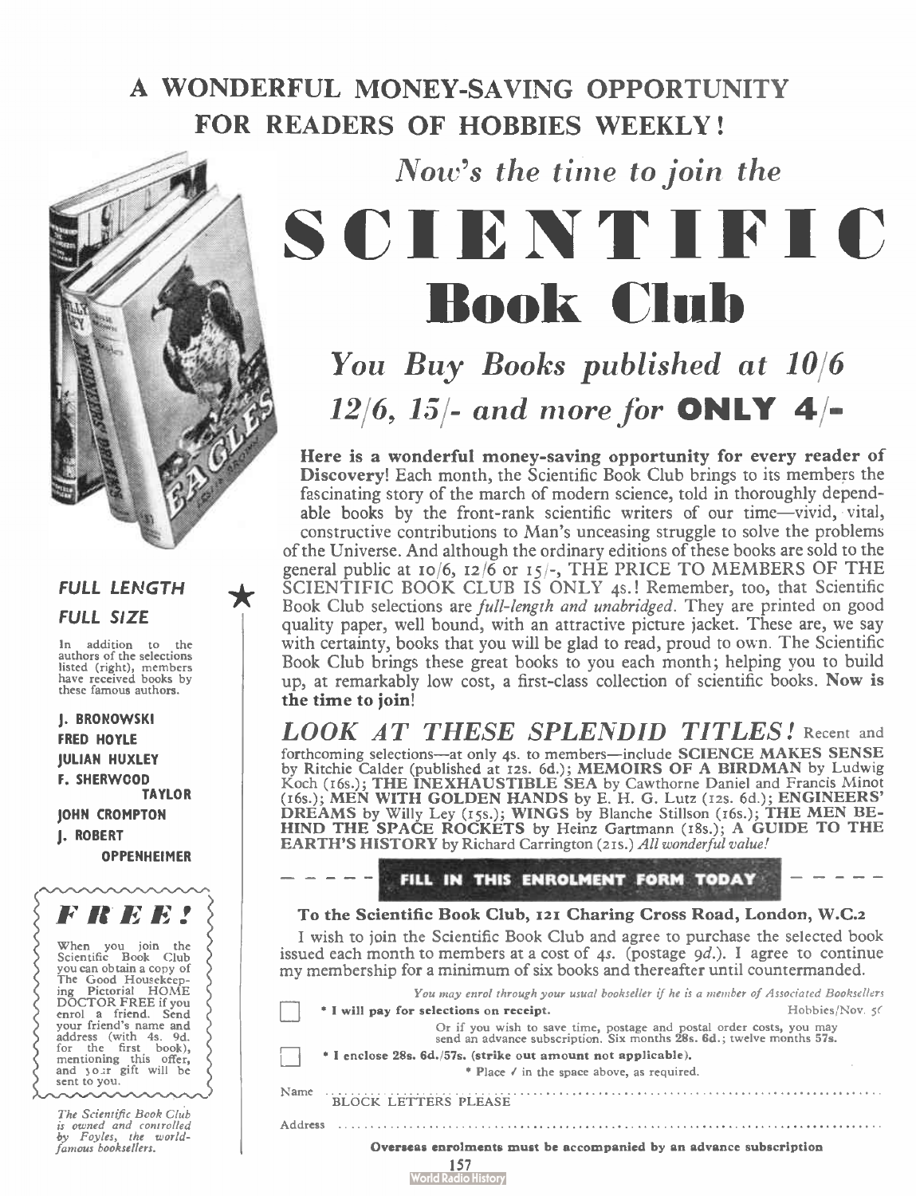# A WONDERFUL MONEY-SAVING OPPORTUNITY FOR READERS OF HOBBIES WEEKLY!

*Now's the time to join the*

# SCIENTIFIC Book Club

## *You Buy Books published at 10/6 12/6, 15/- and more for* **ONLY 4/-**

**Here is a wonderful money-saving opportunity for every reader of Discovery!** Each month, the Scientific Book Club brings to its members the fascinating story of the march of modern science, told in thoroughly dependable books by the front-rank scientific writers of our time—vivid, vital, constructive contributions to Man's unceasing struggle to solve the problems of the Universe. And although the ordinary editions of these books are sold to the general public at 10/6, 12/6 or 15/-, THE PRICE TO MEMBERS OF THE SCIENTIFIC BOOK CLUB IS ONLY 4s.! Remember, too, that Scientific Book Club selections are *full-length and unabridged*. They are printed on good quality paper, well bound, with an attractive picture jacket. These are, we say with certainty, books that you will be glad to read, proud to own. The Scientific Book Club brings these great books to you each month; helping you to build up, at remarkably low cost, a first-class collection of scientific books. **Now is the time to join!**

***LOOK AT THESE SPLENDID TITLES!*** Recent and forthcoming selections—at only 4s. to members—include **SCIENCE MAKES SENSE** by Ritchie Calder (published at 12s. 6d.); **MEMOIRS OF A BIRDMAN** by Ludwig Koch (16s.); **THE INEXHAUSTIBLE SEA** by Cawthorne Daniel and Francis Minot (16s.); **MEN WITH GOLDEN HANDS** by E. H. G. Lutz (12s. 6d.); **ENGINEERS' DREAMS** by Willy Ley (15s.); **WINGS** by Blanche Stillson (16s.); **THE MEN BEHIND THE SPACE ROCKETS** by Heinz Gartmann (18s.); **A GUIDE TO THE EARTH'S HISTORY** by Richard Carrington (21s.) *All wonderful value!*

### *FULL LENGTH FULL SIZE*

In addition to the authors of the selections listed (right), members have received books by these famous authors.

**J. BRONOWSKI**
**FRED HOYLE**
**JULIAN HUXLEY**
**F. SHERWOOD TAYLOR**
**JOHN CROMPTON**
**J. ROBERT OPPENHEIMER**

### *FREE!*

When you join the Scientific Book Club you can obtain a copy of The Good Housekeeping Pictorial HOME DOCTOR FREE if you enrol a friend. Send your friend's name and address (with 4s. 9d. for the first book), mentioning this offer, and your gift will be sent to you.

*The Scientific Book Club is owned and controlled by Foyles, the world-famous booksellers.*

---

**FILL IN THIS ENROLMENT FORM TODAY**

**To the Scientific Book Club, 121 Charing Cross Road, London, W.C.2**

I wish to join the Scientific Book Club and agree to purchase the selected book issued each month to members at a cost of 4s. (postage 9d.). I agree to continue my membership for a minimum of six books and thereafter until countermanded.

*You may enrol through your usual bookseller if he is a member of Associated Booksellers*

☐ **\* I will pay for selections on receipt.** Hobbies/Nov. 5(

Or if you wish to save time, postage and postal order costs, you may send an advance subscription. Six months **28s. 6d.**; twelve months **57s.**

☐ **\* I enclose 28s. 6d./57s. (strike out amount not applicable).**

\* Place ✓ in the space above, as required.

Name ..............................................................
BLOCK LETTERS PLEASE

Address ..............................................................

**Overseas enrolments must be accompanied by an advance subscription**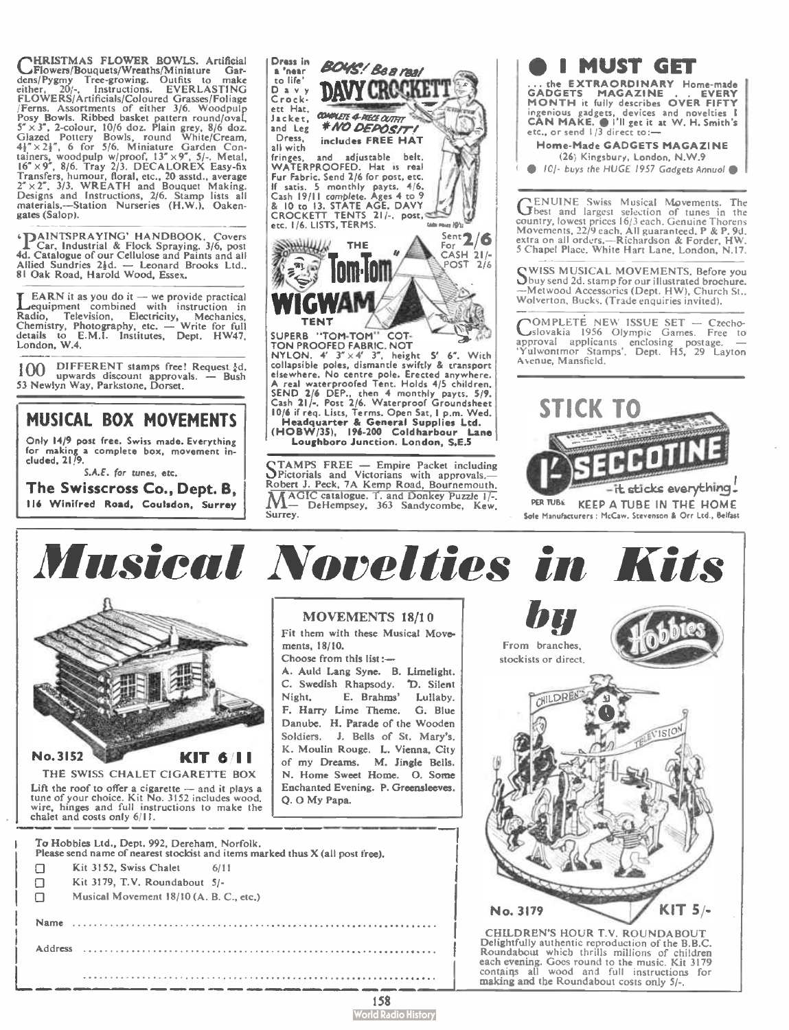**CHRISTMAS FLOWER BOWLS.** Artificial Flowers/Bouquets/Wreaths/Miniature Gardens/Pygmy Tree-growing. Outfits to make either, 20/-. Instructions. EVERLASTING FLOWERS/Artificials/Coloured Grasses/Foliage /Ferns. Assortments of either 3/6. Woodpulp Posy Bowls. Ribbed basket pattern round/oval, 5"×3", 2-colour, 10/6 doz. Plain grey, 8/6 doz. Glazed Pottery Bowls, round White/Cream, 4½"×2½", 6 for 5/6. Miniature Garden Containers, woodpulp w/proof, 13"×9", 5/-. Metal, 16"×9", 8/6. Tray 2/3. DECALOREX Easy-fix Transfers, humour, floral, etc., 20 asstd., average 2"×2", 3/3. WREATH and Bouquet Making. Designs and Instructions, 2/6. Stamp lists all materials.—Station Nurseries (H.W.), Oakengates (Salop).

**'PAINTSPRAYING' HANDBOOK.** Covers Car, Industrial & Flock Spraying. 3/6, post 4d. Catalogue of our Cellulose and Paints and all Allied Sundries 2½d. — Leonard Brooks Ltd., 81 Oak Road, Harold Wood, Essex.

**LEARN** it as you do it — we provide practical equipment combined with instruction in Radio, Television, Electricity, Mechanics, Chemistry, Photography, etc. — Write for full details to E.M.I. Institutes, Dept. HW47, London, W.4.

**100** DIFFERENT stamps free! Request ½d. upwards discount approvals. — Bush 53 Newlyn Way, Parkstone, Dorset.

## MUSICAL BOX MOVEMENTS

Only 14/9 post free. Swiss made. Everything for making a complete box, movement included, 21/9.

*S.A.E. for tunes, etc.*

**The Swisscross Co., Dept. B,**
**116 Winifred Road, Coulsdon, Surrey**

Dress in a 'near to life' Davy Crockett Hat, Jacket, and Leg Dress, all with fringes, and adjustable belt.

**BOYS! Be a real DAVY CROCKETT**

COMPLETE 4-PIECE OUTFIT — NO DEPOSIT! includes FREE HAT

WATERPROOFED. Hat is real Fur Fabric. Send 7/6 for post, etc. If satis. 5 monthly payts. 4/6. Cash 19/11 complete. Ages 4 to 9 & 10 to 13. STATE AGE. DAVY CROCKETT TENTS 21/-, post, etc. 1/6. LISTS, TERMS.

**THE Tom-Tom WIGWAM TENT**

Sent for 2/6 — CASH 21/- POST 2/6

SUPERB "TOM-TOM" COTTON PROOFED FABRIC. NOT NYLON. 4' 3"×4' 3", height 5' 6". With collapsible poles, dismantle swiftly & transport elsewhere. No centre pole. Erected anywhere. A real waterproofed Tent. Holds 4/5 children. SEND 2/6 DEP., then 4 monthly payts. 5/9. Cash 21/-. Post 2/6. Waterproof Groundsheet 10/6 if req. Lists, Terms. Open Sat, 1 p.m. Wed.

**Headquarter & General Supplies Ltd.**
**(HOBW/35), 196-200 Coldharbour Lane Loughboro Junction. London, S.E.5**

**STAMPS FREE** — Empire Packet including Pictorials and Victorians with approvals.— Robert J. Peck, 7A Kemp Road, Bournemouth.

**MAGIC** catalogue. T. and Donkey Puzzle 1/-. — DeHempsey, 363 Sandycombe, Kew, Surrey.

## ● I MUST GET

... the **EXTRAORDINARY** Home-made **GADGETS MAGAZINE . . EVERY MONTH** it fully describes **OVER FIFTY** ingenious gadgets, devices and novelties I **CAN MAKE.** ● I'll get it at W. H. Smith's etc., or send 1/3 direct to:—

**Home-Made GADGETS MAGAZINE**
(26) Kingsbury, London, N.W.9

● *10/- buys the HUGE 1957 Gadgets Annual* ●

**GENUINE** Swiss Musical Movements. The best and largest selection of tunes in the country, lowest prices 16/3 each. Genuine Thorens Movements, 22/9 each. All guaranteed. P & P. 9d. extra on all orders.—Richardson & Forder, HW. 5 Chapel Place, White Hart Lane, London, N.17.

**SWISS MUSICAL MOVEMENTS.** Before you buy send 2d. stamp for our illustrated brochure. —Metwood Accessories (Dept. HW), Church St., Wolverton, Bucks. (Trade enquiries invited).

**COMPLETE NEW ISSUE SET** — Czechoslovakia 1956 Olympic Games. Free to approval applicants enclosing postage. — 'Yulwontmor Stamps'. Dept. H5, 29 Layton Avenue, Mansfield.

**STICK TO SECCOTINE** — it sticks everything!

1/- PER TUBE. KEEP A TUBE IN THE HOME

Sole Manufacturers: McCaw, Stevenson & Orr Ltd., Belfast

# *Musical Novelties in Kits by Hobbies*

From branches, stockists or direct.

**No. 3152 — KIT 6/11**

THE SWISS CHALET CIGARETTE BOX

Lift the roof to offer a cigarette — and it plays a tune of your choice. Kit No. 3152 includes wood, wire, hinges and full instructions to make the chalet and costs only 6/11.

### MOVEMENTS 18/10

Fit them with these Musical Movements, 18/10.

Choose from this list:—

A. Auld Lang Syne. B. Limelight. C. Swedish Rhapsody. D. Silent Night. E. Brahms' Lullaby. F. Harry Lime Theme. G. Blue Danube. H. Parade of the Wooden Soldiers. J. Bells of St. Mary's. K. Moulin Rouge. L. Vienna, City of my Dreams. M. Jingle Bells. N. Home Sweet Home. O. Some Enchanted Evening. P. Greensleeves. Q. O My Papa.

To Hobbies Ltd., Dept. 992, Dereham, Norfolk.
Please send name of nearest stockist and items marked thus X (all post free).

- ☐ Kit 3152, Swiss Chalet 6/11
- ☐ Kit 3179, T.V. Roundabout 5/-
- ☐ Musical Movement 18/10 (A. B. C., etc.)

Name ..............................................................

Address ..............................................................

..............................................................

**No. 3179 — KIT 5/-**

CHILDREN'S HOUR T.V. ROUNDABOUT

Delightfully authentic reproduction of the B.B.C. Roundabout which thrills millions of children each evening. Goes round to the music. Kit 3179 contains all wood and full instructions for making and the Roundabout costs only 5/-.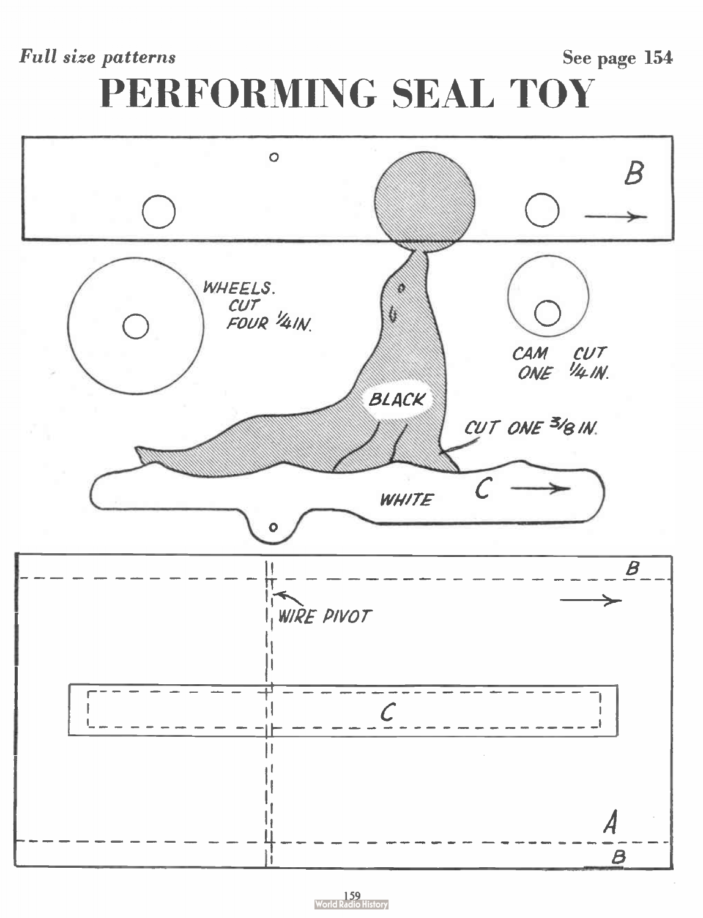*Full size patterns* See page 154

# PERFORMING SEAL TOY

B

WHEELS. CUT FOUR 1/4 IN.

CAM CUT ONE 1/4 IN.

BLACK

CUT ONE 3/8 IN.

WHITE

C

B

WIRE PIVOT

C

A

B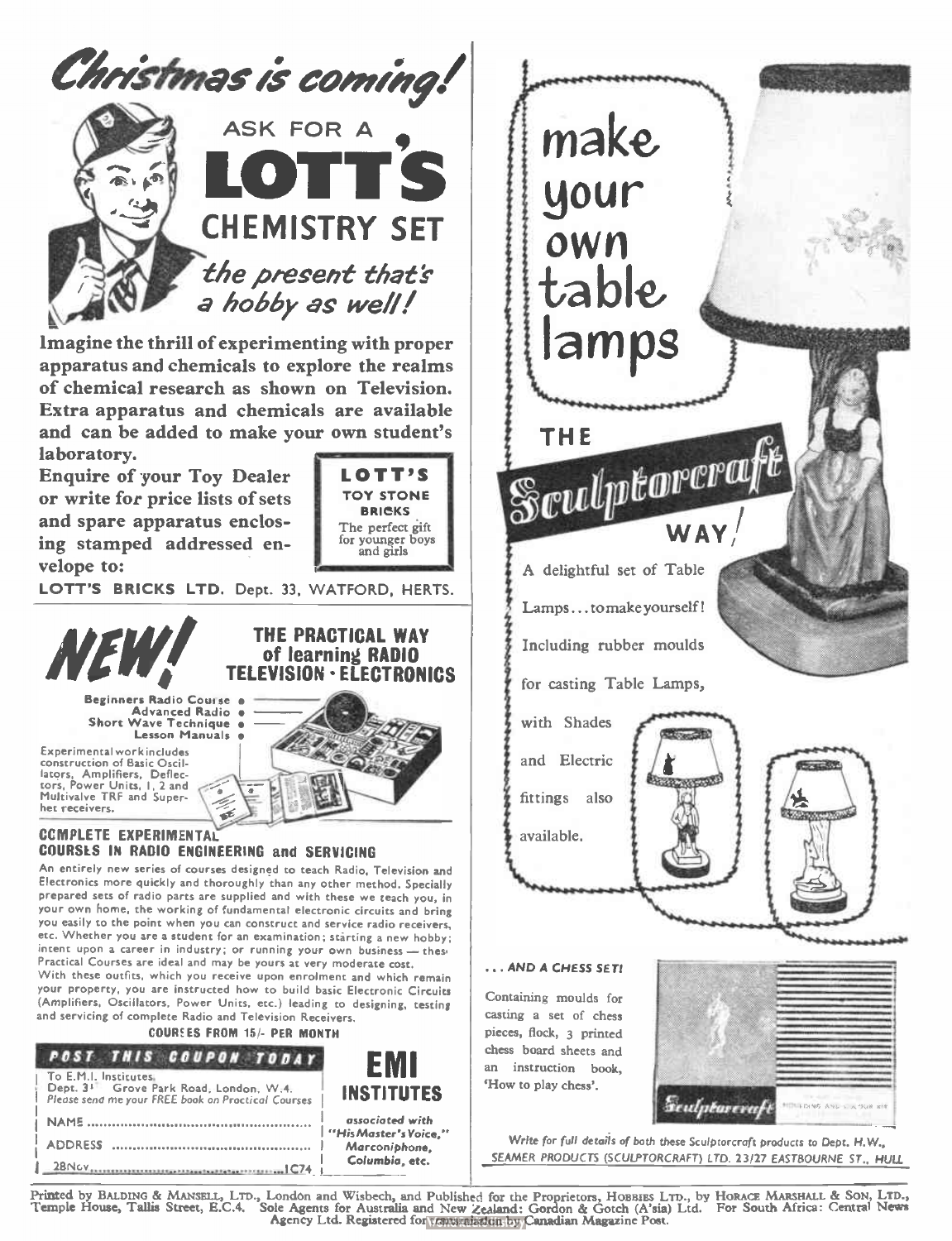# Christmas is coming!

## ASK FOR A LOTT'S CHEMISTRY SET

*the present that's a hobby as well!*

**Imagine the thrill of experimenting with proper apparatus and chemicals to explore the realms of chemical research as shown on Television. Extra apparatus and chemicals are available and can be added to make your own student's laboratory.**

**Enquire of your Toy Dealer or write for price lists of sets and spare apparatus enclosing stamped addressed envelope to:**

**LOTT'S TOY STONE BRICKS**
The perfect gift for younger boys and girls

**LOTT'S BRICKS LTD.** Dept. 33, WATFORD, HERTS.

---

## NEW! THE PRACTICAL WAY of learning RADIO TELEVISION · ELECTRONICS

- Beginners Radio Course
- Advanced Radio
- Short Wave Technique
- Lesson Manuals

Experimental work includes construction of Basic Oscillators, Amplifiers, Deflectors, Power Units, 1, 2 and Multivalve TRF and Superhet receivers.

### COMPLETE EXPERIMENTAL COURSES IN RADIO ENGINEERING and SERVICING

An entirely new series of courses designed to teach Radio, Television and Electronics more quickly and thoroughly than any other method. Specially prepared sets of radio parts are supplied and with these we teach you, in your own home, the working of fundamental electronic circuits and bring you easily to the point when you can construct and service radio receivers, etc. Whether you are a student for an examination; starting a new hobby; intent upon a career in industry; or running your own business — these Practical Courses are ideal and may be yours at very moderate cost.

With these outfits, which you receive upon enrolment and which remain your property, you are instructed how to build basic Electronic Circuits (Amplifiers, Oscillators, Power Units, etc.) leading to designing, testing and servicing of complete Radio and Television Receivers.

**COURSES FROM 15/- PER MONTH**

**POST THIS COUPON TODAY**

To E.M.I. Institutes,
Dept. 31 Grove Park Road, London, W.4.
*Please send me your FREE book on Practical Courses*

NAME ....................................................

ADDRESS ..................................................

28Nov......................................................IC74

**EMI INSTITUTES**

*associated with "His Master's Voice," Marconiphone, Columbia, etc.*

---

# make your own table lamps

## THE Sculptorcraft WAY!

A delightful set of Table Lamps...to make yourself! Including rubber moulds for casting Table Lamps, with Shades and Electric fittings also available.

***. . . AND A CHESS SET!***

Containing moulds for casting a set of chess pieces, flock, 3 printed chess board sheets and an instruction book, 'How to play chess'.

*Write for full details of both these Sculptorcraft products to Dept. H.W.,*
*SEAMER PRODUCTS (SCULPTORCRAFT) LTD. 23/27 EASTBOURNE ST., HULL*

---

Printed by BALDING & MANSELL, LTD., London and Wisbech, and Published for the Proprietors, HOBBIES LTD., by HORACE MARSHALL & SON, LTD., Temple House, Tallis Street, E.C.4. Sole Agents for Australia and New Zealand: Gordon & Gotch (A'sia) Ltd. For South Africa: Central News Agency Ltd. Registered for transmission by Canadian Magazine Post.